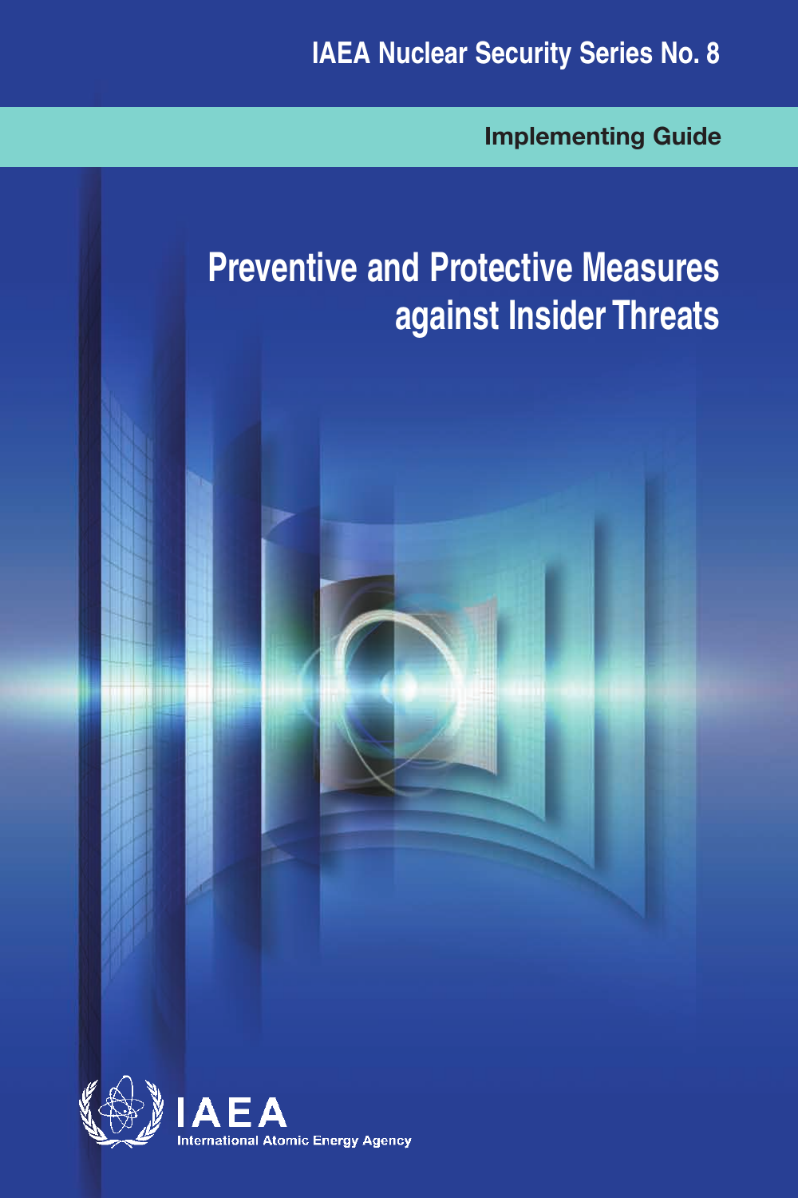IAEA Nuclear Security Series No. 8

Implementing Guide

# Preventive and Protective Measures against Insider Threats

IAEA

International Atomic Energy Agency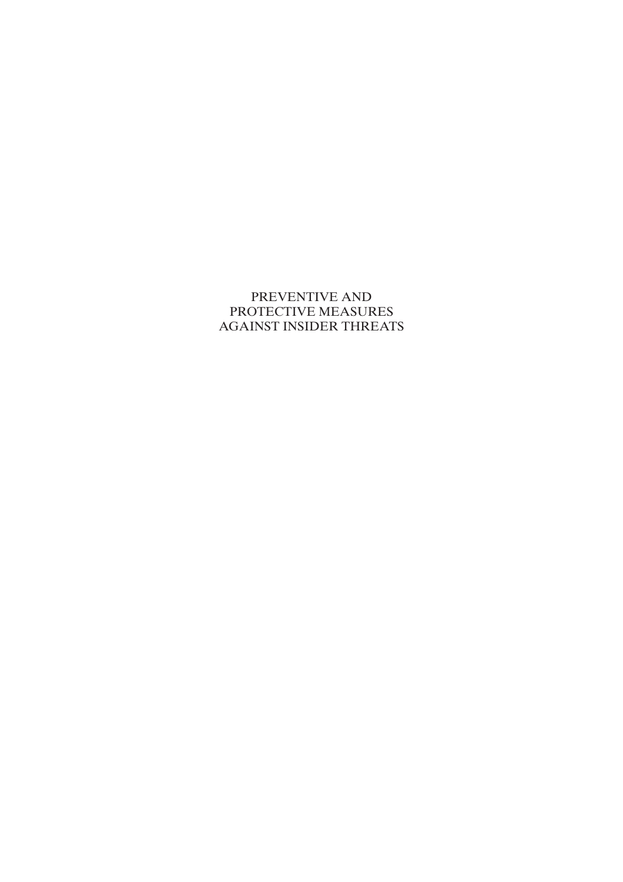PREVENTIVE AND
PROTECTIVE MEASURES
AGAINST INSIDER THREATS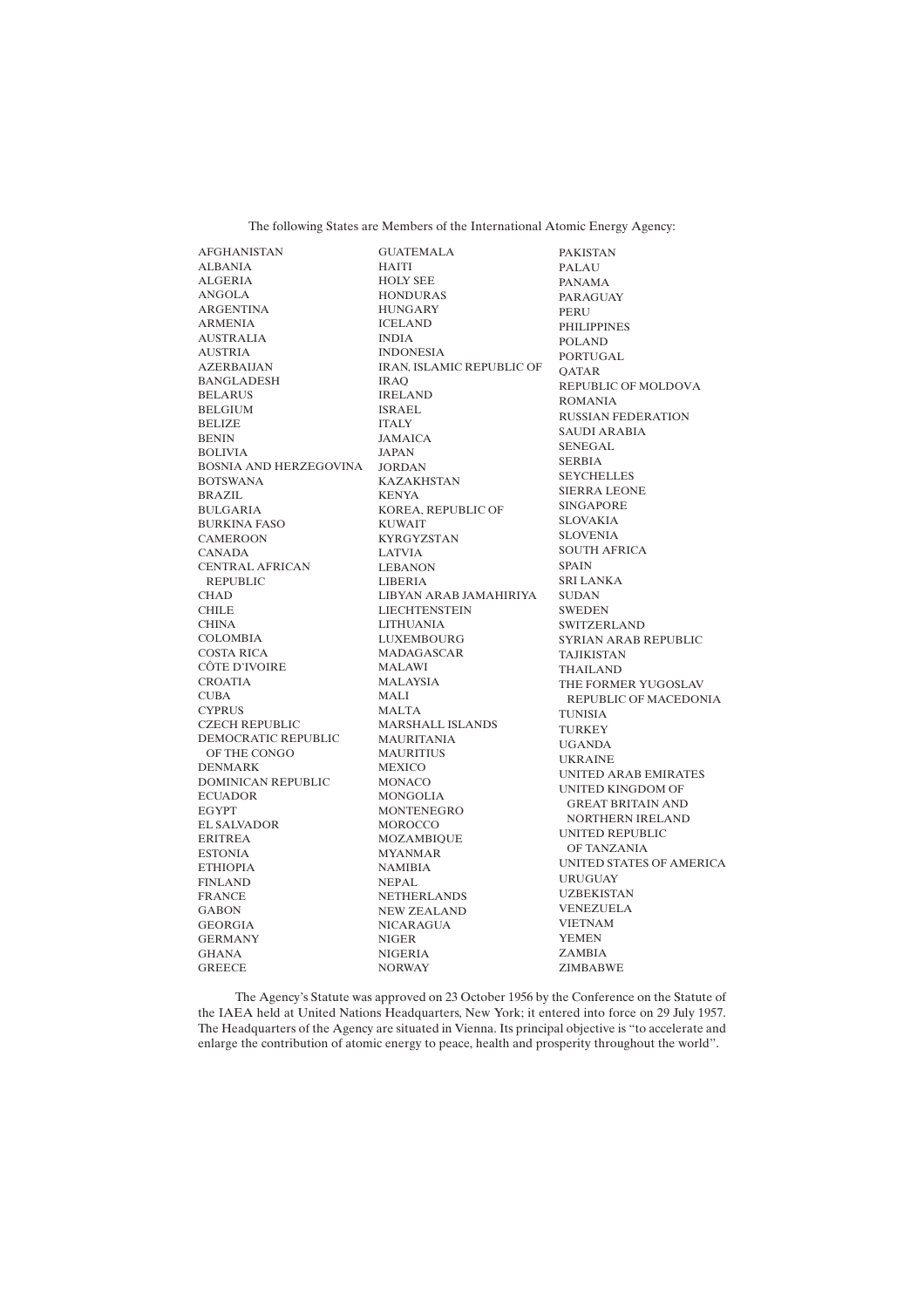The following States are Members of the International Atomic Energy Agency:

AFGHANISTAN
ALBANIA
ALGERIA
ANGOLA
ARGENTINA
ARMENIA
AUSTRALIA
AUSTRIA
AZERBAIJAN
BANGLADESH
BELARUS
BELGIUM
BELIZE
BENIN
BOLIVIA
BOSNIA AND HERZEGOVINA
BOTSWANA
BRAZIL
BULGARIA
BURKINA FASO
CAMEROON
CANADA
CENTRAL AFRICAN REPUBLIC
CHAD
CHILE
CHINA
COLOMBIA
COSTA RICA
CÔTE D'IVOIRE
CROATIA
CUBA
CYPRUS
CZECH REPUBLIC
DEMOCRATIC REPUBLIC OF THE CONGO
DENMARK
DOMINICAN REPUBLIC
ECUADOR
EGYPT
EL SALVADOR
ERITREA
ESTONIA
ETHIOPIA
FINLAND
FRANCE
GABON
GEORGIA
GERMANY
GHANA
GREECE
GUATEMALA
HAITI
HOLY SEE
HONDURAS
HUNGARY
ICELAND
INDIA
INDONESIA
IRAN, ISLAMIC REPUBLIC OF
IRAQ
IRELAND
ISRAEL
ITALY
JAMAICA
JAPAN
JORDAN
KAZAKHSTAN
KENYA
KOREA, REPUBLIC OF
KUWAIT
KYRGYZSTAN
LATVIA
LEBANON
LIBERIA
LIBYAN ARAB JAMAHIRIYA
LIECHTENSTEIN
LITHUANIA
LUXEMBOURG
MADAGASCAR
MALAWI
MALAYSIA
MALI
MALTA
MARSHALL ISLANDS
MAURITANIA
MAURITIUS
MEXICO
MONACO
MONGOLIA
MONTENEGRO
MOROCCO
MOZAMBIQUE
MYANMAR
NAMIBIA
NEPAL
NETHERLANDS
NEW ZEALAND
NICARAGUA
NIGER
NIGERIA
NORWAY
PAKISTAN
PALAU
PANAMA
PARAGUAY
PERU
PHILIPPINES
POLAND
PORTUGAL
QATAR
REPUBLIC OF MOLDOVA
ROMANIA
RUSSIAN FEDERATION
SAUDI ARABIA
SENEGAL
SERBIA
SEYCHELLES
SIERRA LEONE
SINGAPORE
SLOVAKIA
SLOVENIA
SOUTH AFRICA
SPAIN
SRI LANKA
SUDAN
SWEDEN
SWITZERLAND
SYRIAN ARAB REPUBLIC
TAJIKISTAN
THAILAND
THE FORMER YUGOSLAV REPUBLIC OF MACEDONIA
TUNISIA
TURKEY
UGANDA
UKRAINE
UNITED ARAB EMIRATES
UNITED KINGDOM OF GREAT BRITAIN AND NORTHERN IRELAND
UNITED REPUBLIC OF TANZANIA
UNITED STATES OF AMERICA
URUGUAY
UZBEKISTAN
VENEZUELA
VIETNAM
YEMEN
ZAMBIA
ZIMBABWE

The Agency's Statute was approved on 23 October 1956 by the Conference on the Statute of the IAEA held at United Nations Headquarters, New York; it entered into force on 29 July 1957. The Headquarters of the Agency are situated in Vienna. Its principal objective is "to accelerate and enlarge the contribution of atomic energy to peace, health and prosperity throughout the world".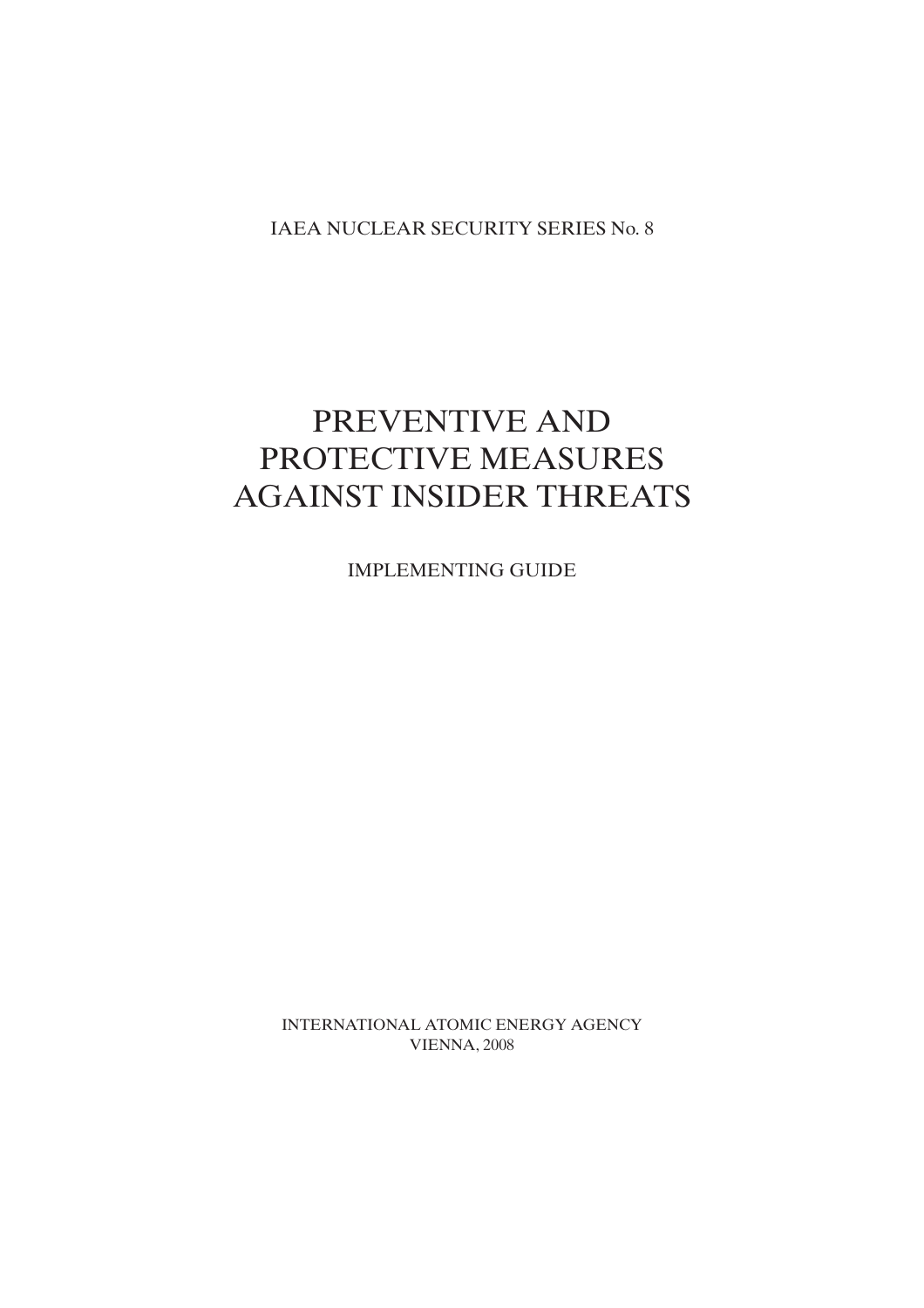IAEA NUCLEAR SECURITY SERIES No. 8

# PREVENTIVE AND PROTECTIVE MEASURES AGAINST INSIDER THREATS

IMPLEMENTING GUIDE

INTERNATIONAL ATOMIC ENERGY AGENCY
VIENNA, 2008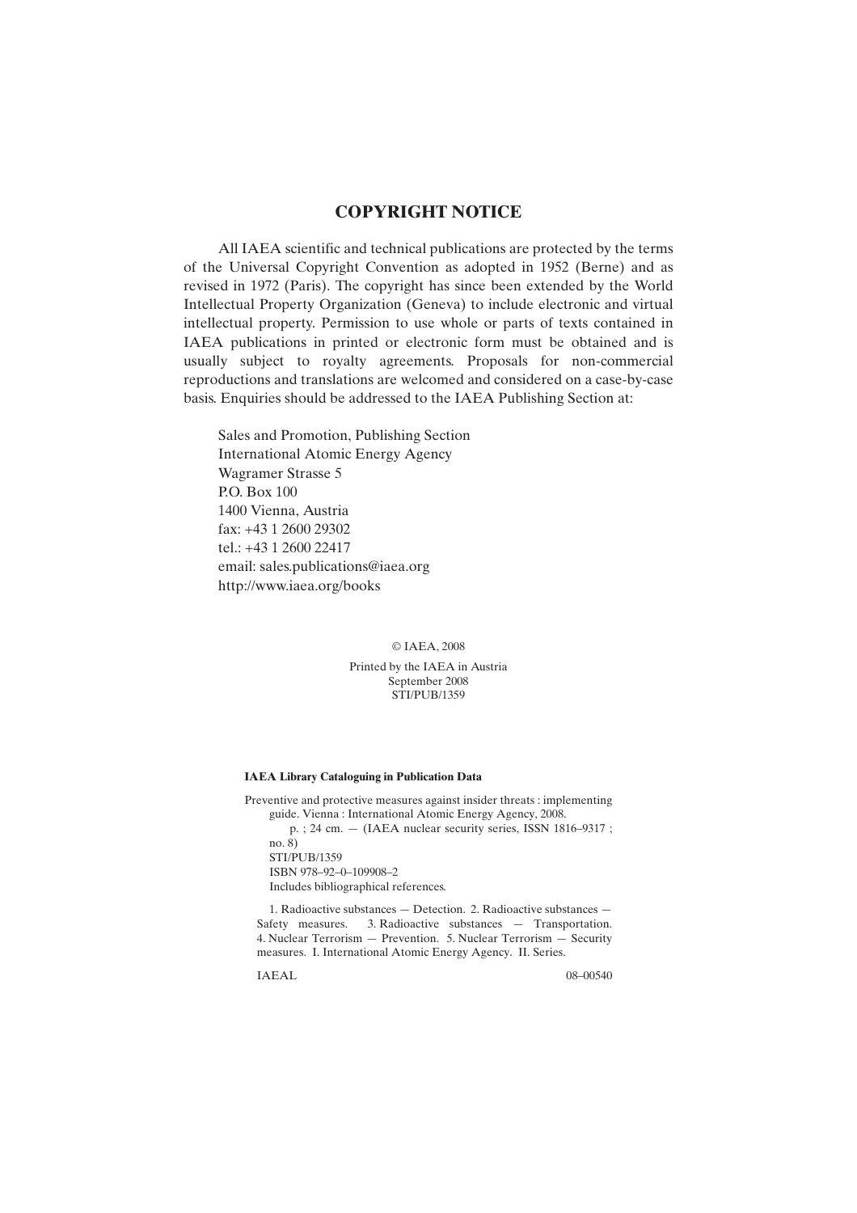## COPYRIGHT NOTICE

All IAEA scientific and technical publications are protected by the terms of the Universal Copyright Convention as adopted in 1952 (Berne) and as revised in 1972 (Paris). The copyright has since been extended by the World Intellectual Property Organization (Geneva) to include electronic and virtual intellectual property. Permission to use whole or parts of texts contained in IAEA publications in printed or electronic form must be obtained and is usually subject to royalty agreements. Proposals for non-commercial reproductions and translations are welcomed and considered on a case-by-case basis. Enquiries should be addressed to the IAEA Publishing Section at:

Sales and Promotion, Publishing Section
International Atomic Energy Agency
Wagramer Strasse 5
P.O. Box 100
1400 Vienna, Austria
fax: +43 1 2600 29302
tel.: +43 1 2600 22417
email: sales.publications@iaea.org
http://www.iaea.org/books

© IAEA, 2008

Printed by the IAEA in Austria
September 2008
STI/PUB/1359

**IAEA Library Cataloguing in Publication Data**

Preventive and protective measures against insider threats : implementing guide. Vienna : International Atomic Energy Agency, 2008.
p. ; 24 cm. — (IAEA nuclear security series, ISSN 1816–9317 ; no. 8)
STI/PUB/1359
ISBN 978–92–0–109908–2
Includes bibliographical references.

1. Radioactive substances — Detection. 2. Radioactive substances — Safety measures. 3. Radioactive substances — Transportation. 4. Nuclear Terrorism — Prevention. 5. Nuclear Terrorism — Security measures. I. International Atomic Energy Agency. II. Series.

IAEAL 08–00540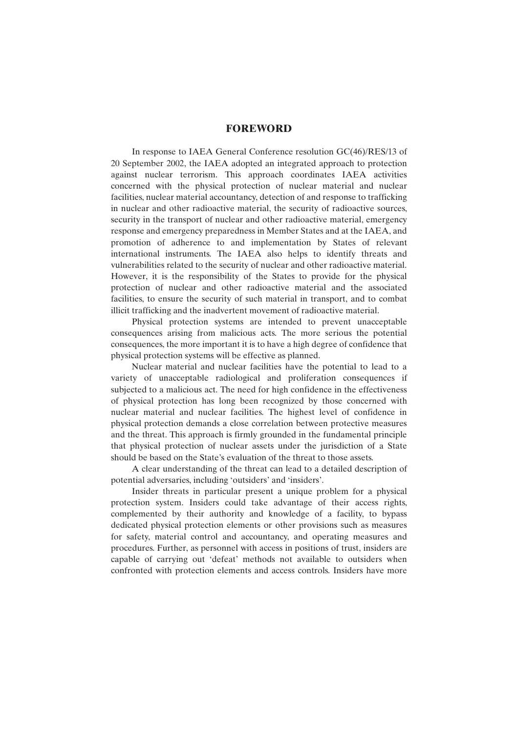## FOREWORD

In response to IAEA General Conference resolution GC(46)/RES/13 of 20 September 2002, the IAEA adopted an integrated approach to protection against nuclear terrorism. This approach coordinates IAEA activities concerned with the physical protection of nuclear material and nuclear facilities, nuclear material accountancy, detection of and response to trafficking in nuclear and other radioactive material, the security of radioactive sources, security in the transport of nuclear and other radioactive material, emergency response and emergency preparedness in Member States and at the IAEA, and promotion of adherence to and implementation by States of relevant international instruments. The IAEA also helps to identify threats and vulnerabilities related to the security of nuclear and other radioactive material. However, it is the responsibility of the States to provide for the physical protection of nuclear and other radioactive material and the associated facilities, to ensure the security of such material in transport, and to combat illicit trafficking and the inadvertent movement of radioactive material.

Physical protection systems are intended to prevent unacceptable consequences arising from malicious acts. The more serious the potential consequences, the more important it is to have a high degree of confidence that physical protection systems will be effective as planned.

Nuclear material and nuclear facilities have the potential to lead to a variety of unacceptable radiological and proliferation consequences if subjected to a malicious act. The need for high confidence in the effectiveness of physical protection has long been recognized by those concerned with nuclear material and nuclear facilities. The highest level of confidence in physical protection demands a close correlation between protective measures and the threat. This approach is firmly grounded in the fundamental principle that physical protection of nuclear assets under the jurisdiction of a State should be based on the State's evaluation of the threat to those assets.

A clear understanding of the threat can lead to a detailed description of potential adversaries, including 'outsiders' and 'insiders'.

Insider threats in particular present a unique problem for a physical protection system. Insiders could take advantage of their access rights, complemented by their authority and knowledge of a facility, to bypass dedicated physical protection elements or other provisions such as measures for safety, material control and accountancy, and operating measures and procedures. Further, as personnel with access in positions of trust, insiders are capable of carrying out 'defeat' methods not available to outsiders when confronted with protection elements and access controls. Insiders have more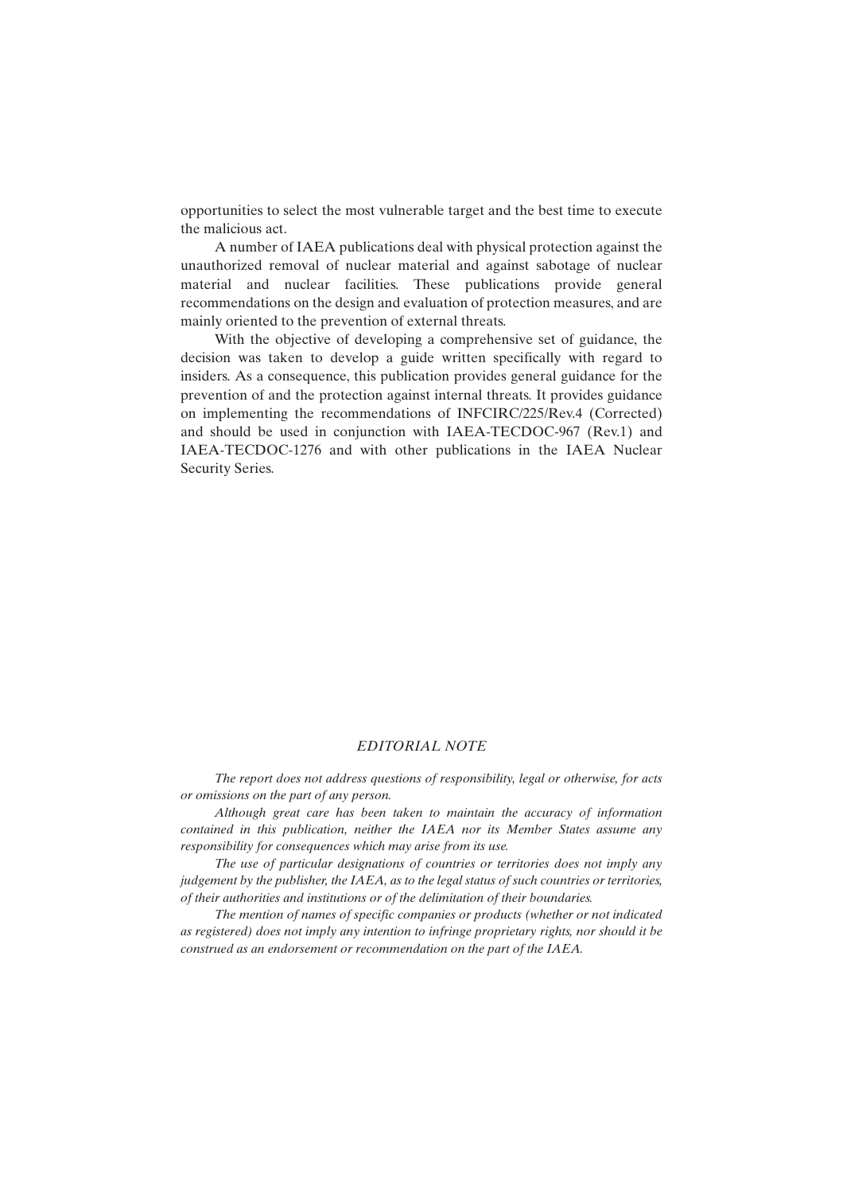opportunities to select the most vulnerable target and the best time to execute the malicious act.

A number of IAEA publications deal with physical protection against the unauthorized removal of nuclear material and against sabotage of nuclear material and nuclear facilities. These publications provide general recommendations on the design and evaluation of protection measures, and are mainly oriented to the prevention of external threats.

With the objective of developing a comprehensive set of guidance, the decision was taken to develop a guide written specifically with regard to insiders. As a consequence, this publication provides general guidance for the prevention of and the protection against internal threats. It provides guidance on implementing the recommendations of INFCIRC/225/Rev.4 (Corrected) and should be used in conjunction with IAEA-TECDOC-967 (Rev.1) and IAEA-TECDOC-1276 and with other publications in the IAEA Nuclear Security Series.

## *EDITORIAL NOTE*

*The report does not address questions of responsibility, legal or otherwise, for acts or omissions on the part of any person.*

*Although great care has been taken to maintain the accuracy of information contained in this publication, neither the IAEA nor its Member States assume any responsibility for consequences which may arise from its use.*

*The use of particular designations of countries or territories does not imply any judgement by the publisher, the IAEA, as to the legal status of such countries or territories, of their authorities and institutions or of the delimitation of their boundaries.*

*The mention of names of specific companies or products (whether or not indicated as registered) does not imply any intention to infringe proprietary rights, nor should it be construed as an endorsement or recommendation on the part of the IAEA.*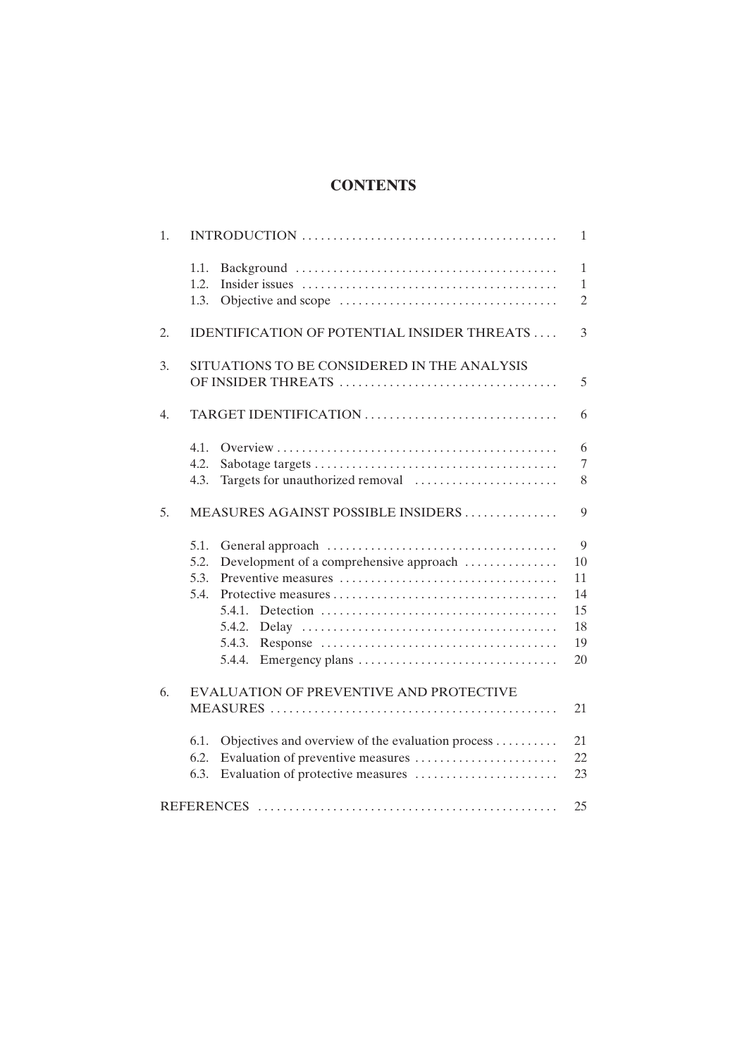# CONTENTS

1. INTRODUCTION . . . . . . . . . . 1
   - 1.1. Background . . . . . . . . . . 1
   - 1.2. Insider issues . . . . . . . . . . 1
   - 1.3. Objective and scope . . . . . . . . . . 2
2. IDENTIFICATION OF POTENTIAL INSIDER THREATS . . . . 3
3. SITUATIONS TO BE CONSIDERED IN THE ANALYSIS OF INSIDER THREATS . . . . . . . . . . 5
4. TARGET IDENTIFICATION . . . . . . . . . . 6
   - 4.1. Overview . . . . . . . . . . 6
   - 4.2. Sabotage targets . . . . . . . . . . 7
   - 4.3. Targets for unauthorized removal . . . . . . . . . . 8
5. MEASURES AGAINST POSSIBLE INSIDERS . . . . . . . . . . 9
   - 5.1. General approach . . . . . . . . . . 9
   - 5.2. Development of a comprehensive approach . . . . . . . . . . 10
   - 5.3. Preventive measures . . . . . . . . . . 11
   - 5.4. Protective measures . . . . . . . . . . 14
     - 5.4.1. Detection . . . . . . . . . . 15
     - 5.4.2. Delay . . . . . . . . . . 18
     - 5.4.3. Response . . . . . . . . . . 19
     - 5.4.4. Emergency plans . . . . . . . . . . 20
6. EVALUATION OF PREVENTIVE AND PROTECTIVE MEASURES . . . . . . . . . . 21
   - 6.1. Objectives and overview of the evaluation process . . . . . . . . . . 21
   - 6.2. Evaluation of preventive measures . . . . . . . . . . 22
   - 6.3. Evaluation of protective measures . . . . . . . . . . 23

REFERENCES . . . . . . . . . . 25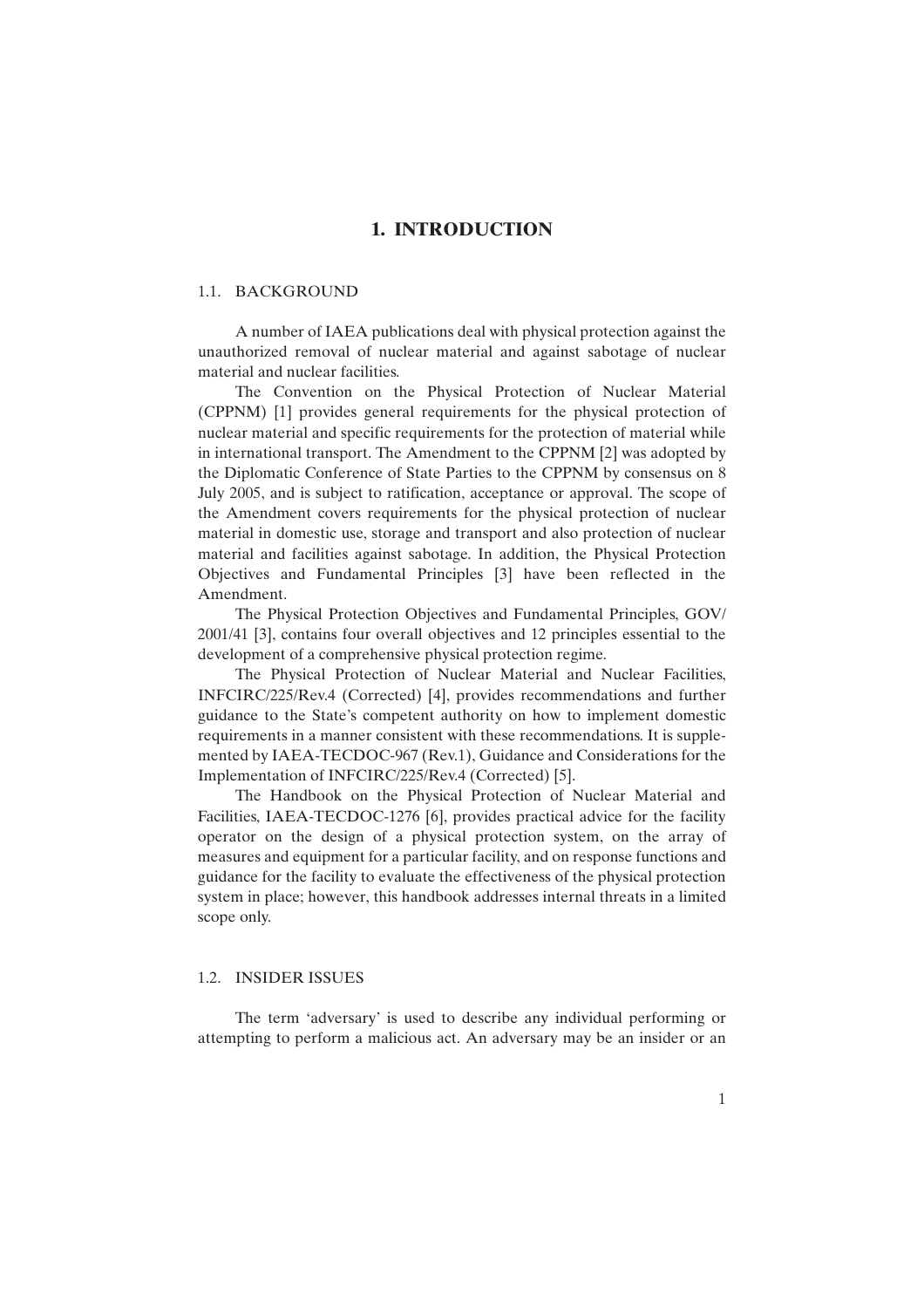# 1. INTRODUCTION

## 1.1. BACKGROUND

A number of IAEA publications deal with physical protection against the unauthorized removal of nuclear material and against sabotage of nuclear material and nuclear facilities.

The Convention on the Physical Protection of Nuclear Material (CPPNM) [1] provides general requirements for the physical protection of nuclear material and specific requirements for the protection of material while in international transport. The Amendment to the CPPNM [2] was adopted by the Diplomatic Conference of State Parties to the CPPNM by consensus on 8 July 2005, and is subject to ratification, acceptance or approval. The scope of the Amendment covers requirements for the physical protection of nuclear material in domestic use, storage and transport and also protection of nuclear material and facilities against sabotage. In addition, the Physical Protection Objectives and Fundamental Principles [3] have been reflected in the Amendment.

The Physical Protection Objectives and Fundamental Principles, GOV/2001/41 [3], contains four overall objectives and 12 principles essential to the development of a comprehensive physical protection regime.

The Physical Protection of Nuclear Material and Nuclear Facilities, INFCIRC/225/Rev.4 (Corrected) [4], provides recommendations and further guidance to the State's competent authority on how to implement domestic requirements in a manner consistent with these recommendations. It is supplemented by IAEA-TECDOC-967 (Rev.1), Guidance and Considerations for the Implementation of INFCIRC/225/Rev.4 (Corrected) [5].

The Handbook on the Physical Protection of Nuclear Material and Facilities, IAEA-TECDOC-1276 [6], provides practical advice for the facility operator on the design of a physical protection system, on the array of measures and equipment for a particular facility, and on response functions and guidance for the facility to evaluate the effectiveness of the physical protection system in place; however, this handbook addresses internal threats in a limited scope only.

## 1.2. INSIDER ISSUES

The term 'adversary' is used to describe any individual performing or attempting to perform a malicious act. An adversary may be an insider or an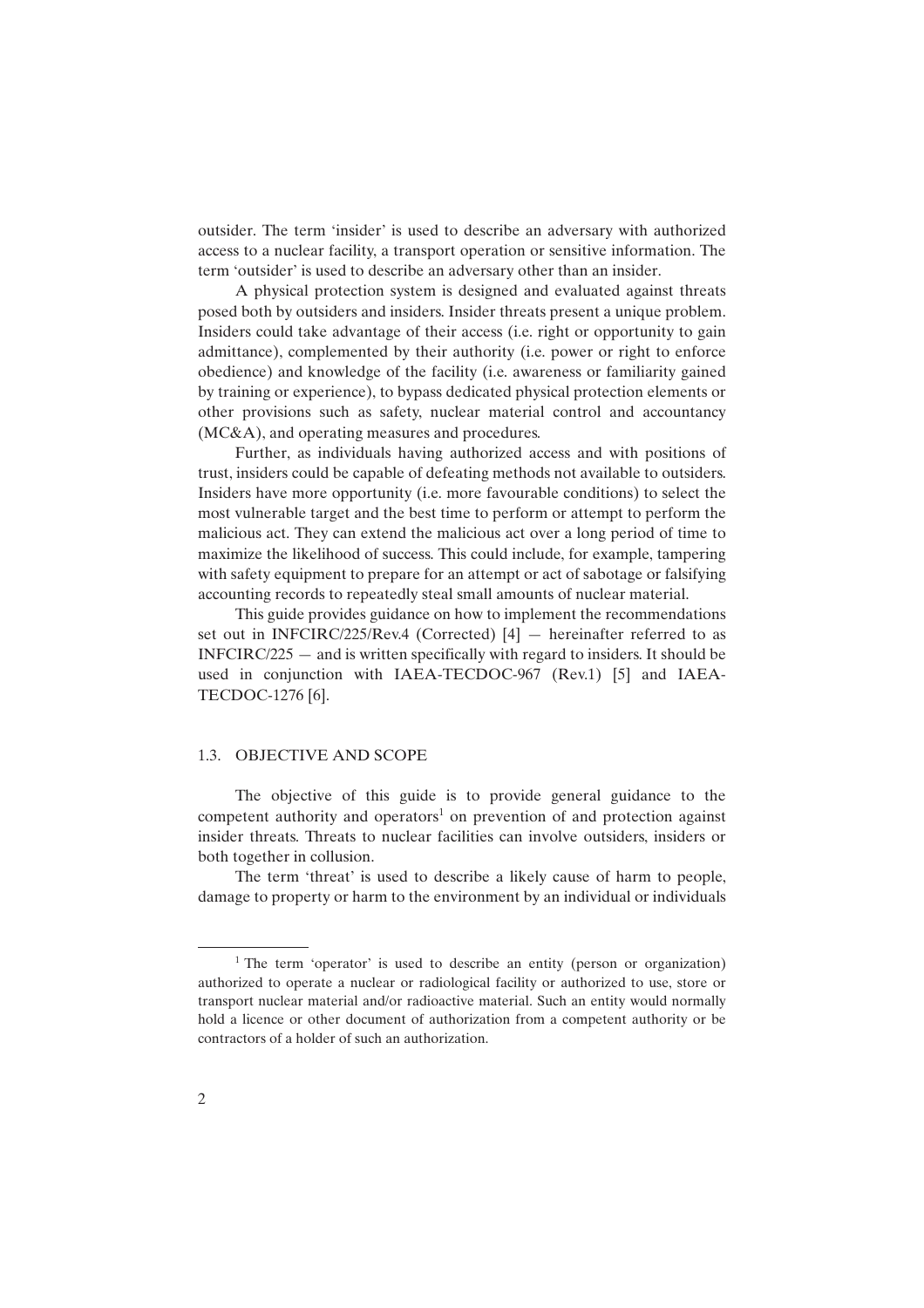outsider. The term 'insider' is used to describe an adversary with authorized access to a nuclear facility, a transport operation or sensitive information. The term 'outsider' is used to describe an adversary other than an insider.

A physical protection system is designed and evaluated against threats posed both by outsiders and insiders. Insider threats present a unique problem. Insiders could take advantage of their access (i.e. right or opportunity to gain admittance), complemented by their authority (i.e. power or right to enforce obedience) and knowledge of the facility (i.e. awareness or familiarity gained by training or experience), to bypass dedicated physical protection elements or other provisions such as safety, nuclear material control and accountancy (MC&A), and operating measures and procedures.

Further, as individuals having authorized access and with positions of trust, insiders could be capable of defeating methods not available to outsiders. Insiders have more opportunity (i.e. more favourable conditions) to select the most vulnerable target and the best time to perform or attempt to perform the malicious act. They can extend the malicious act over a long period of time to maximize the likelihood of success. This could include, for example, tampering with safety equipment to prepare for an attempt or act of sabotage or falsifying accounting records to repeatedly steal small amounts of nuclear material.

This guide provides guidance on how to implement the recommendations set out in INFCIRC/225/Rev.4 (Corrected) [4] — hereinafter referred to as INFCIRC/225 — and is written specifically with regard to insiders. It should be used in conjunction with IAEA-TECDOC-967 (Rev.1) [5] and IAEA-TECDOC-1276 [6].

### 1.3. OBJECTIVE AND SCOPE

The objective of this guide is to provide general guidance to the competent authority and operators[1] on prevention of and protection against insider threats. Threats to nuclear facilities can involve outsiders, insiders or both together in collusion.

The term 'threat' is used to describe a likely cause of harm to people, damage to property or harm to the environment by an individual or individuals

---

[1] The term 'operator' is used to describe an entity (person or organization) authorized to operate a nuclear or radiological facility or authorized to use, store or transport nuclear material and/or radioactive material. Such an entity would normally hold a licence or other document of authorization from a competent authority or be contractors of a holder of such an authorization.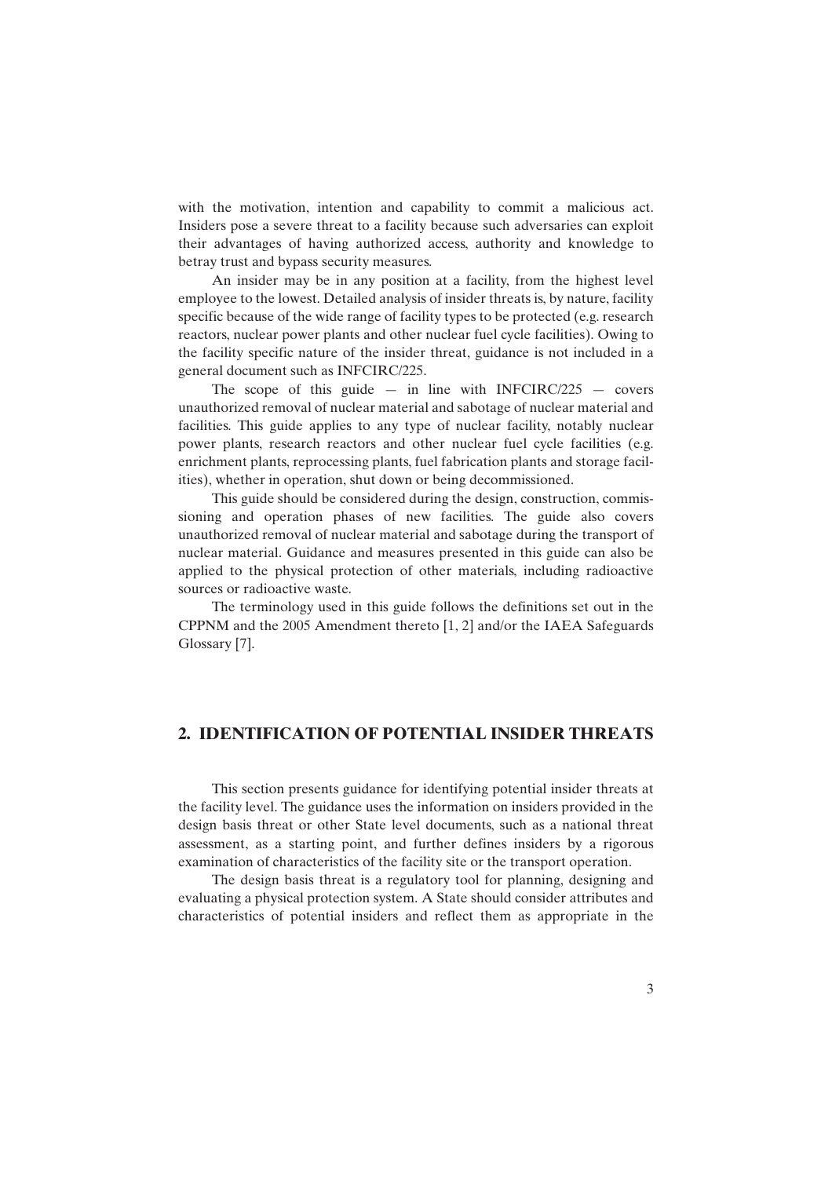with the motivation, intention and capability to commit a malicious act. Insiders pose a severe threat to a facility because such adversaries can exploit their advantages of having authorized access, authority and knowledge to betray trust and bypass security measures.

An insider may be in any position at a facility, from the highest level employee to the lowest. Detailed analysis of insider threats is, by nature, facility specific because of the wide range of facility types to be protected (e.g. research reactors, nuclear power plants and other nuclear fuel cycle facilities). Owing to the facility specific nature of the insider threat, guidance is not included in a general document such as INFCIRC/225.

The scope of this guide — in line with INFCIRC/225 — covers unauthorized removal of nuclear material and sabotage of nuclear material and facilities. This guide applies to any type of nuclear facility, notably nuclear power plants, research reactors and other nuclear fuel cycle facilities (e.g. enrichment plants, reprocessing plants, fuel fabrication plants and storage facilities), whether in operation, shut down or being decommissioned.

This guide should be considered during the design, construction, commissioning and operation phases of new facilities. The guide also covers unauthorized removal of nuclear material and sabotage during the transport of nuclear material. Guidance and measures presented in this guide can also be applied to the physical protection of other materials, including radioactive sources or radioactive waste.

The terminology used in this guide follows the definitions set out in the CPPNM and the 2005 Amendment thereto [1, 2] and/or the IAEA Safeguards Glossary [7].

## 2. IDENTIFICATION OF POTENTIAL INSIDER THREATS

This section presents guidance for identifying potential insider threats at the facility level. The guidance uses the information on insiders provided in the design basis threat or other State level documents, such as a national threat assessment, as a starting point, and further defines insiders by a rigorous examination of characteristics of the facility site or the transport operation.

The design basis threat is a regulatory tool for planning, designing and evaluating a physical protection system. A State should consider attributes and characteristics of potential insiders and reflect them as appropriate in the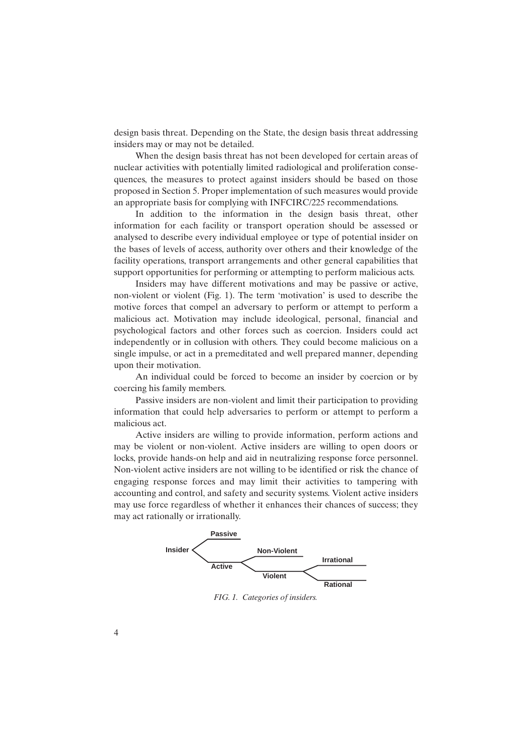design basis threat. Depending on the State, the design basis threat addressing insiders may or may not be detailed.

When the design basis threat has not been developed for certain areas of nuclear activities with potentially limited radiological and proliferation consequences, the measures to protect against insiders should be based on those proposed in Section 5. Proper implementation of such measures would provide an appropriate basis for complying with INFCIRC/225 recommendations.

In addition to the information in the design basis threat, other information for each facility or transport operation should be assessed or analysed to describe every individual employee or type of potential insider on the bases of levels of access, authority over others and their knowledge of the facility operations, transport arrangements and other general capabilities that support opportunities for performing or attempting to perform malicious acts.

Insiders may have different motivations and may be passive or active, non-violent or violent (Fig. 1). The term 'motivation' is used to describe the motive forces that compel an adversary to perform or attempt to perform a malicious act. Motivation may include ideological, personal, financial and psychological factors and other forces such as coercion. Insiders could act independently or in collusion with others. They could become malicious on a single impulse, or act in a premeditated and well prepared manner, depending upon their motivation.

An individual could be forced to become an insider by coercion or by coercing his family members.

Passive insiders are non-violent and limit their participation to providing information that could help adversaries to perform or attempt to perform a malicious act.

Active insiders are willing to provide information, perform actions and may be violent or non-violent. Active insiders are willing to open doors or locks, provide hands-on help and aid in neutralizing response force personnel. Non-violent active insiders are not willing to be identified or risk the chance of engaging response forces and may limit their activities to tampering with accounting and control, and safety and security systems. Violent active insiders may use force regardless of whether it enhances their chances of success; they may act rationally or irrationally.

- Insider
  - Passive
  - Active
    - Non-Violent
    - Violent
      - Irrational
      - Rational

*FIG. 1. Categories of insiders.*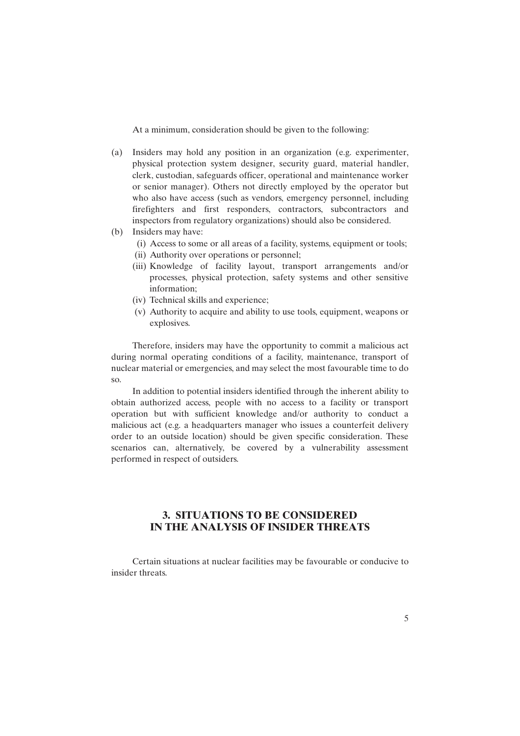At a minimum, consideration should be given to the following:

(a) Insiders may hold any position in an organization (e.g. experimenter, physical protection system designer, security guard, material handler, clerk, custodian, safeguards officer, operational and maintenance worker or senior manager). Others not directly employed by the operator but who also have access (such as vendors, emergency personnel, including firefighters and first responders, contractors, subcontractors and inspectors from regulatory organizations) should also be considered.

(b) Insiders may have:
   - (i) Access to some or all areas of a facility, systems, equipment or tools;
   - (ii) Authority over operations or personnel;
   - (iii) Knowledge of facility layout, transport arrangements and/or processes, physical protection, safety systems and other sensitive information;
   - (iv) Technical skills and experience;
   - (v) Authority to acquire and ability to use tools, equipment, weapons or explosives.

Therefore, insiders may have the opportunity to commit a malicious act during normal operating conditions of a facility, maintenance, transport of nuclear material or emergencies, and may select the most favourable time to do so.

In addition to potential insiders identified through the inherent ability to obtain authorized access, people with no access to a facility or transport operation but with sufficient knowledge and/or authority to conduct a malicious act (e.g. a headquarters manager who issues a counterfeit delivery order to an outside location) should be given specific consideration. These scenarios can, alternatively, be covered by a vulnerability assessment performed in respect of outsiders.

## 3. SITUATIONS TO BE CONSIDERED IN THE ANALYSIS OF INSIDER THREATS

Certain situations at nuclear facilities may be favourable or conducive to insider threats.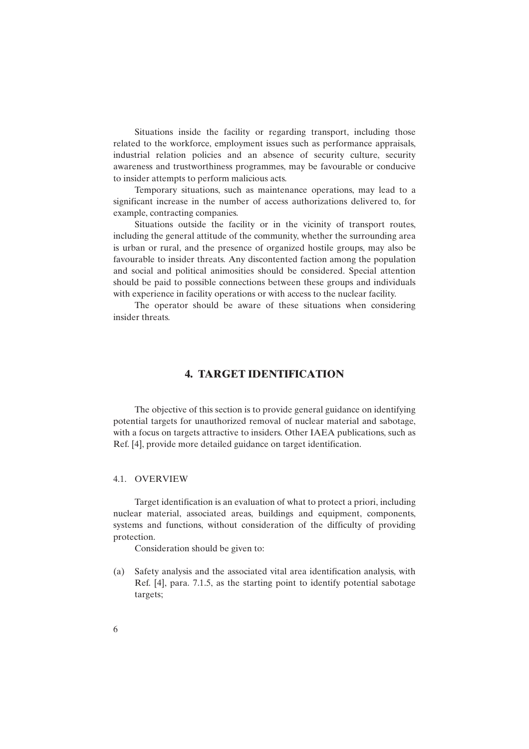Situations inside the facility or regarding transport, including those related to the workforce, employment issues such as performance appraisals, industrial relation policies and an absence of security culture, security awareness and trustworthiness programmes, may be favourable or conducive to insider attempts to perform malicious acts.

Temporary situations, such as maintenance operations, may lead to a significant increase in the number of access authorizations delivered to, for example, contracting companies.

Situations outside the facility or in the vicinity of transport routes, including the general attitude of the community, whether the surrounding area is urban or rural, and the presence of organized hostile groups, may also be favourable to insider threats. Any discontented faction among the population and social and political animosities should be considered. Special attention should be paid to possible connections between these groups and individuals with experience in facility operations or with access to the nuclear facility.

The operator should be aware of these situations when considering insider threats.

# 4. TARGET IDENTIFICATION

The objective of this section is to provide general guidance on identifying potential targets for unauthorized removal of nuclear material and sabotage, with a focus on targets attractive to insiders. Other IAEA publications, such as Ref. [4], provide more detailed guidance on target identification.

## 4.1. OVERVIEW

Target identification is an evaluation of what to protect a priori, including nuclear material, associated areas, buildings and equipment, components, systems and functions, without consideration of the difficulty of providing protection.

Consideration should be given to:

(a) Safety analysis and the associated vital area identification analysis, with Ref. [4], para. 7.1.5, as the starting point to identify potential sabotage targets;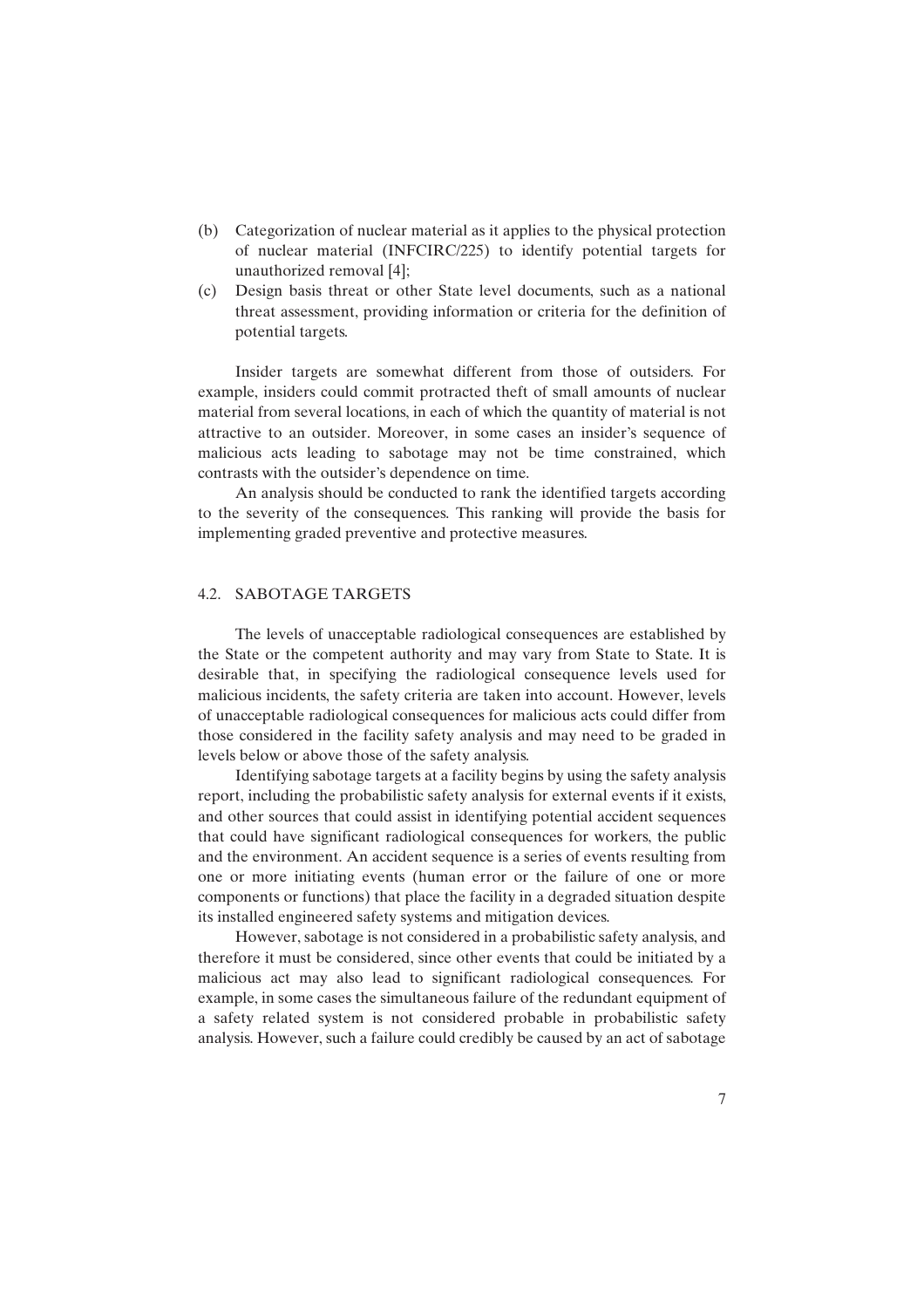(b) Categorization of nuclear material as it applies to the physical protection of nuclear material (INFCIRC/225) to identify potential targets for unauthorized removal [4];

(c) Design basis threat or other State level documents, such as a national threat assessment, providing information or criteria for the definition of potential targets.

Insider targets are somewhat different from those of outsiders. For example, insiders could commit protracted theft of small amounts of nuclear material from several locations, in each of which the quantity of material is not attractive to an outsider. Moreover, in some cases an insider's sequence of malicious acts leading to sabotage may not be time constrained, which contrasts with the outsider's dependence on time.

An analysis should be conducted to rank the identified targets according to the severity of the consequences. This ranking will provide the basis for implementing graded preventive and protective measures.

## 4.2. SABOTAGE TARGETS

The levels of unacceptable radiological consequences are established by the State or the competent authority and may vary from State to State. It is desirable that, in specifying the radiological consequence levels used for malicious incidents, the safety criteria are taken into account. However, levels of unacceptable radiological consequences for malicious acts could differ from those considered in the facility safety analysis and may need to be graded in levels below or above those of the safety analysis.

Identifying sabotage targets at a facility begins by using the safety analysis report, including the probabilistic safety analysis for external events if it exists, and other sources that could assist in identifying potential accident sequences that could have significant radiological consequences for workers, the public and the environment. An accident sequence is a series of events resulting from one or more initiating events (human error or the failure of one or more components or functions) that place the facility in a degraded situation despite its installed engineered safety systems and mitigation devices.

However, sabotage is not considered in a probabilistic safety analysis, and therefore it must be considered, since other events that could be initiated by a malicious act may also lead to significant radiological consequences. For example, in some cases the simultaneous failure of the redundant equipment of a safety related system is not considered probable in probabilistic safety analysis. However, such a failure could credibly be caused by an act of sabotage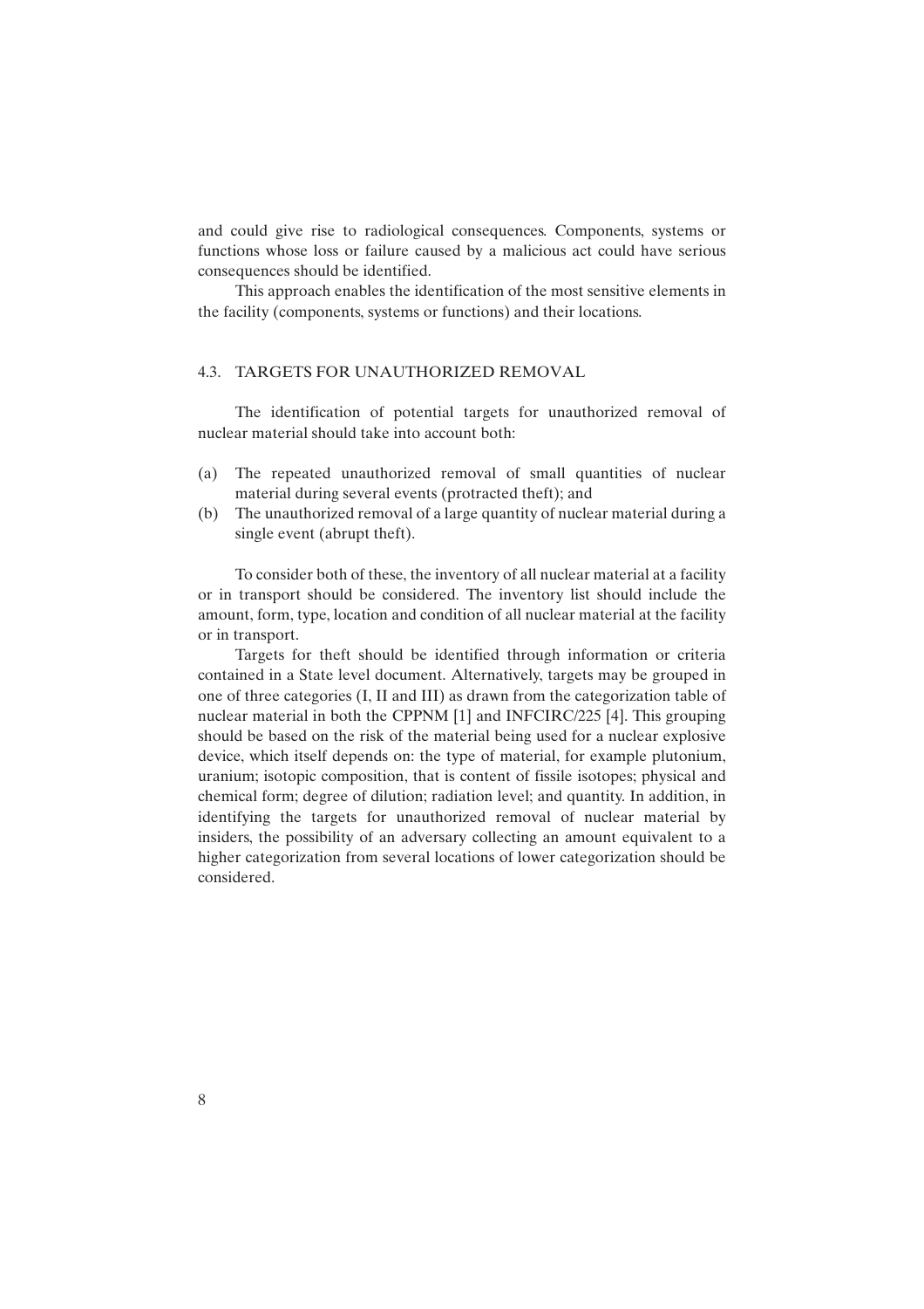and could give rise to radiological consequences. Components, systems or functions whose loss or failure caused by a malicious act could have serious consequences should be identified.

This approach enables the identification of the most sensitive elements in the facility (components, systems or functions) and their locations.

## 4.3. TARGETS FOR UNAUTHORIZED REMOVAL

The identification of potential targets for unauthorized removal of nuclear material should take into account both:

(a) The repeated unauthorized removal of small quantities of nuclear material during several events (protracted theft); and
(b) The unauthorized removal of a large quantity of nuclear material during a single event (abrupt theft).

To consider both of these, the inventory of all nuclear material at a facility or in transport should be considered. The inventory list should include the amount, form, type, location and condition of all nuclear material at the facility or in transport.

Targets for theft should be identified through information or criteria contained in a State level document. Alternatively, targets may be grouped in one of three categories (I, II and III) as drawn from the categorization table of nuclear material in both the CPPNM [1] and INFCIRC/225 [4]. This grouping should be based on the risk of the material being used for a nuclear explosive device, which itself depends on: the type of material, for example plutonium, uranium; isotopic composition, that is content of fissile isotopes; physical and chemical form; degree of dilution; radiation level; and quantity. In addition, in identifying the targets for unauthorized removal of nuclear material by insiders, the possibility of an adversary collecting an amount equivalent to a higher categorization from several locations of lower categorization should be considered.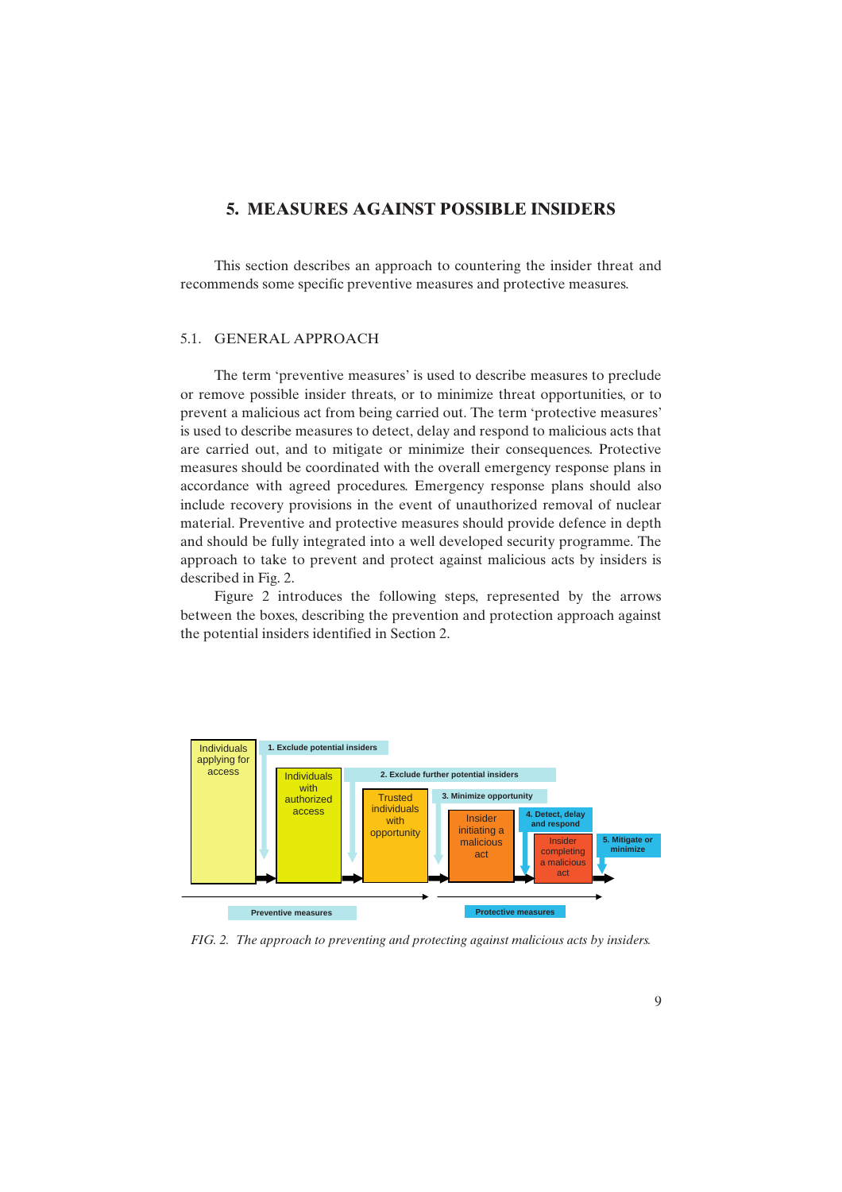## 5. MEASURES AGAINST POSSIBLE INSIDERS

This section describes an approach to countering the insider threat and recommends some specific preventive measures and protective measures.

### 5.1. GENERAL APPROACH

The term 'preventive measures' is used to describe measures to preclude or remove possible insider threats, or to minimize threat opportunities, or to prevent a malicious act from being carried out. The term 'protective measures' is used to describe measures to detect, delay and respond to malicious acts that are carried out, and to mitigate or minimize their consequences. Protective measures should be coordinated with the overall emergency response plans in accordance with agreed procedures. Emergency response plans should also include recovery provisions in the event of unauthorized removal of nuclear material. Preventive and protective measures should provide defence in depth and should be fully integrated into a well developed security programme. The approach to take to prevent and protect against malicious acts by insiders is described in Fig. 2.

Figure 2 introduces the following steps, represented by the arrows between the boxes, describing the prevention and protection approach against the potential insiders identified in Section 2.

Individuals applying for access

1. Exclude potential insiders

Individuals with authorized access

2. Exclude further potential insiders

Trusted individuals with opportunity

3. Minimize opportunity

Insider initiating a malicious act

4. Detect, delay and respond

Insider completing a malicious act

5. Mitigate or minimize

Preventive measures

Protective measures

*FIG. 2. The approach to preventing and protecting against malicious acts by insiders.*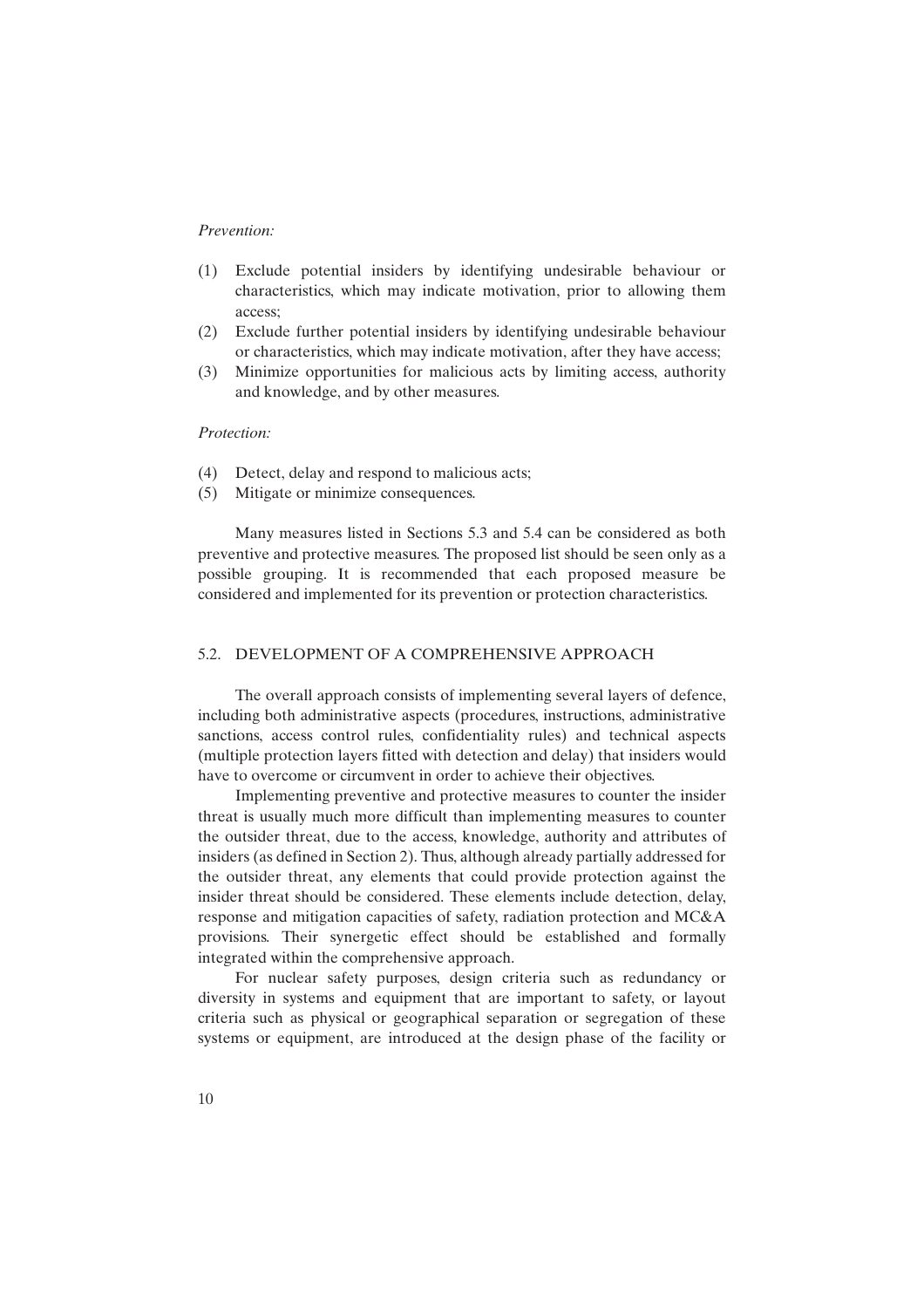*Prevention:*

(1) Exclude potential insiders by identifying undesirable behaviour or characteristics, which may indicate motivation, prior to allowing them access;
(2) Exclude further potential insiders by identifying undesirable behaviour or characteristics, which may indicate motivation, after they have access;
(3) Minimize opportunities for malicious acts by limiting access, authority and knowledge, and by other measures.

*Protection:*

(4) Detect, delay and respond to malicious acts;
(5) Mitigate or minimize consequences.

Many measures listed in Sections 5.3 and 5.4 can be considered as both preventive and protective measures. The proposed list should be seen only as a possible grouping. It is recommended that each proposed measure be considered and implemented for its prevention or protection characteristics.

## 5.2. DEVELOPMENT OF A COMPREHENSIVE APPROACH

The overall approach consists of implementing several layers of defence, including both administrative aspects (procedures, instructions, administrative sanctions, access control rules, confidentiality rules) and technical aspects (multiple protection layers fitted with detection and delay) that insiders would have to overcome or circumvent in order to achieve their objectives.

Implementing preventive and protective measures to counter the insider threat is usually much more difficult than implementing measures to counter the outsider threat, due to the access, knowledge, authority and attributes of insiders (as defined in Section 2). Thus, although already partially addressed for the outsider threat, any elements that could provide protection against the insider threat should be considered. These elements include detection, delay, response and mitigation capacities of safety, radiation protection and MC&A provisions. Their synergetic effect should be established and formally integrated within the comprehensive approach.

For nuclear safety purposes, design criteria such as redundancy or diversity in systems and equipment that are important to safety, or layout criteria such as physical or geographical separation or segregation of these systems or equipment, are introduced at the design phase of the facility or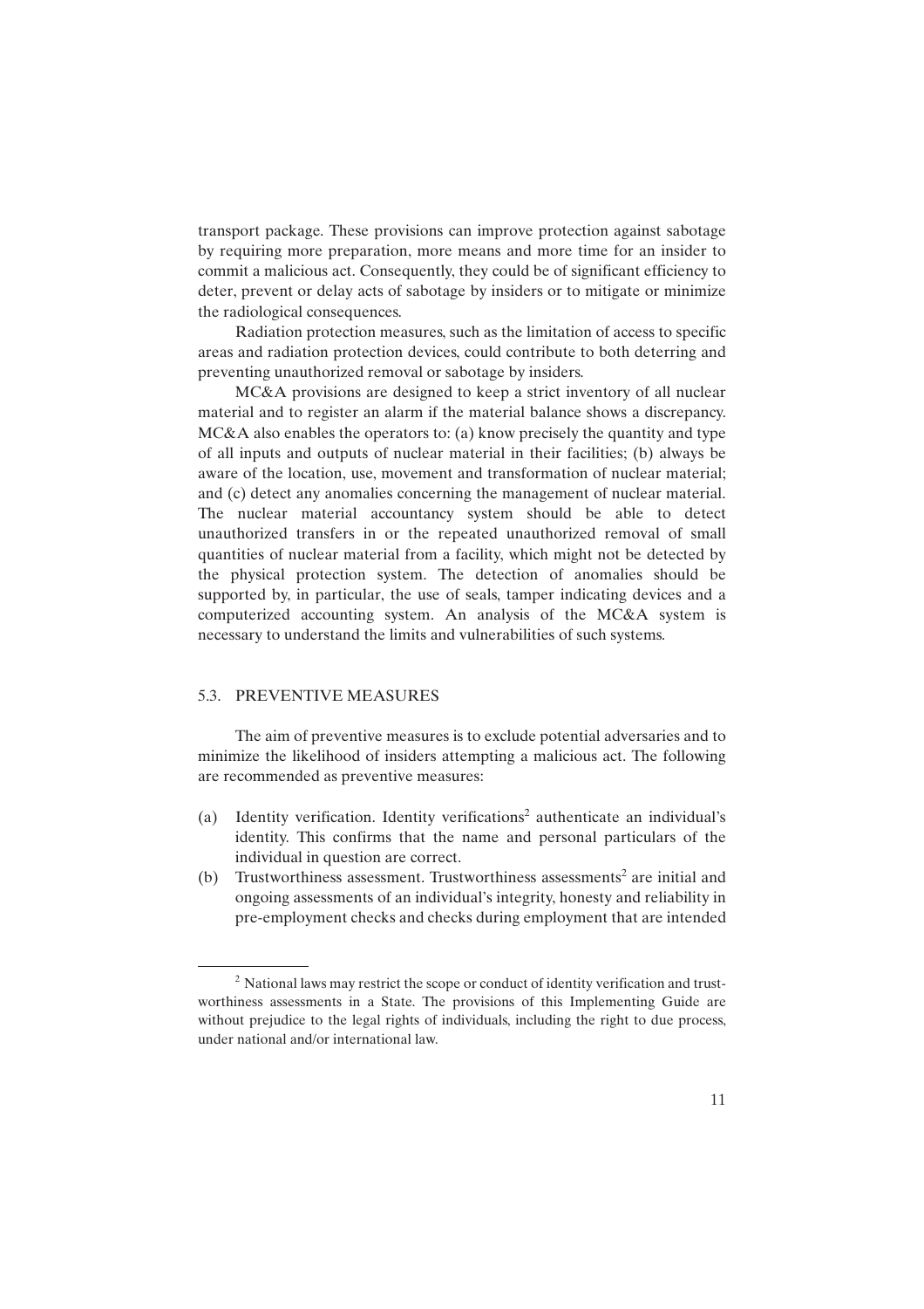transport package. These provisions can improve protection against sabotage by requiring more preparation, more means and more time for an insider to commit a malicious act. Consequently, they could be of significant efficiency to deter, prevent or delay acts of sabotage by insiders or to mitigate or minimize the radiological consequences.

Radiation protection measures, such as the limitation of access to specific areas and radiation protection devices, could contribute to both deterring and preventing unauthorized removal or sabotage by insiders.

MC&A provisions are designed to keep a strict inventory of all nuclear material and to register an alarm if the material balance shows a discrepancy. MC&A also enables the operators to: (a) know precisely the quantity and type of all inputs and outputs of nuclear material in their facilities; (b) always be aware of the location, use, movement and transformation of nuclear material; and (c) detect any anomalies concerning the management of nuclear material. The nuclear material accountancy system should be able to detect unauthorized transfers in or the repeated unauthorized removal of small quantities of nuclear material from a facility, which might not be detected by the physical protection system. The detection of anomalies should be supported by, in particular, the use of seals, tamper indicating devices and a computerized accounting system. An analysis of the MC&A system is necessary to understand the limits and vulnerabilities of such systems.

## 5.3. PREVENTIVE MEASURES

The aim of preventive measures is to exclude potential adversaries and to minimize the likelihood of insiders attempting a malicious act. The following are recommended as preventive measures:

(a) Identity verification. Identity verifications[2] authenticate an individual's identity. This confirms that the name and personal particulars of the individual in question are correct.

(b) Trustworthiness assessment. Trustworthiness assessments[2] are initial and ongoing assessments of an individual's integrity, honesty and reliability in pre-employment checks and checks during employment that are intended

---

[2] National laws may restrict the scope or conduct of identity verification and trustworthiness assessments in a State. The provisions of this Implementing Guide are without prejudice to the legal rights of individuals, including the right to due process, under national and/or international law.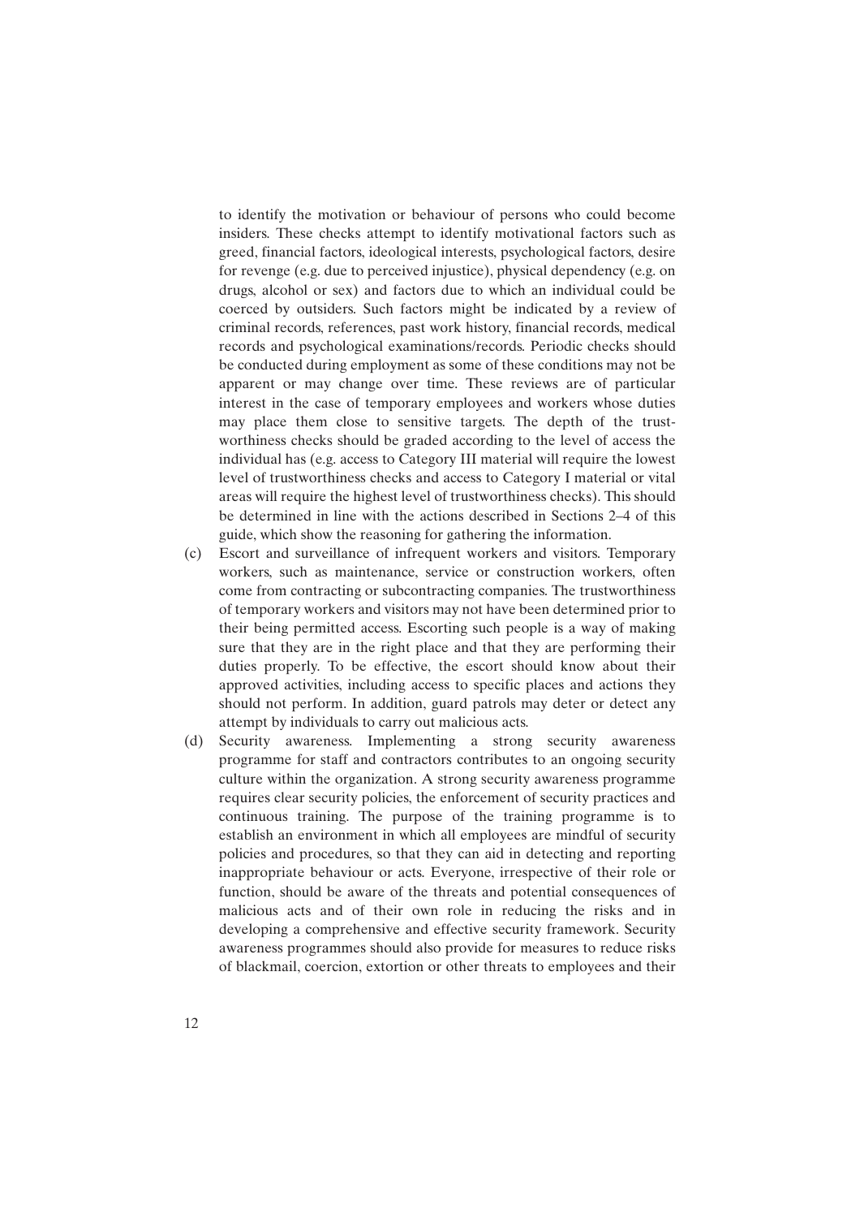to identify the motivation or behaviour of persons who could become insiders. These checks attempt to identify motivational factors such as greed, financial factors, ideological interests, psychological factors, desire for revenge (e.g. due to perceived injustice), physical dependency (e.g. on drugs, alcohol or sex) and factors due to which an individual could be coerced by outsiders. Such factors might be indicated by a review of criminal records, references, past work history, financial records, medical records and psychological examinations/records. Periodic checks should be conducted during employment as some of these conditions may not be apparent or may change over time. These reviews are of particular interest in the case of temporary employees and workers whose duties may place them close to sensitive targets. The depth of the trustworthiness checks should be graded according to the level of access the individual has (e.g. access to Category III material will require the lowest level of trustworthiness checks and access to Category I material or vital areas will require the highest level of trustworthiness checks). This should be determined in line with the actions described in Sections 2–4 of this guide, which show the reasoning for gathering the information.

(c) Escort and surveillance of infrequent workers and visitors. Temporary workers, such as maintenance, service or construction workers, often come from contracting or subcontracting companies. The trustworthiness of temporary workers and visitors may not have been determined prior to their being permitted access. Escorting such people is a way of making sure that they are in the right place and that they are performing their duties properly. To be effective, the escort should know about their approved activities, including access to specific places and actions they should not perform. In addition, guard patrols may deter or detect any attempt by individuals to carry out malicious acts.

(d) Security awareness. Implementing a strong security awareness programme for staff and contractors contributes to an ongoing security culture within the organization. A strong security awareness programme requires clear security policies, the enforcement of security practices and continuous training. The purpose of the training programme is to establish an environment in which all employees are mindful of security policies and procedures, so that they can aid in detecting and reporting inappropriate behaviour or acts. Everyone, irrespective of their role or function, should be aware of the threats and potential consequences of malicious acts and of their own role in reducing the risks and in developing a comprehensive and effective security framework. Security awareness programmes should also provide for measures to reduce risks of blackmail, coercion, extortion or other threats to employees and their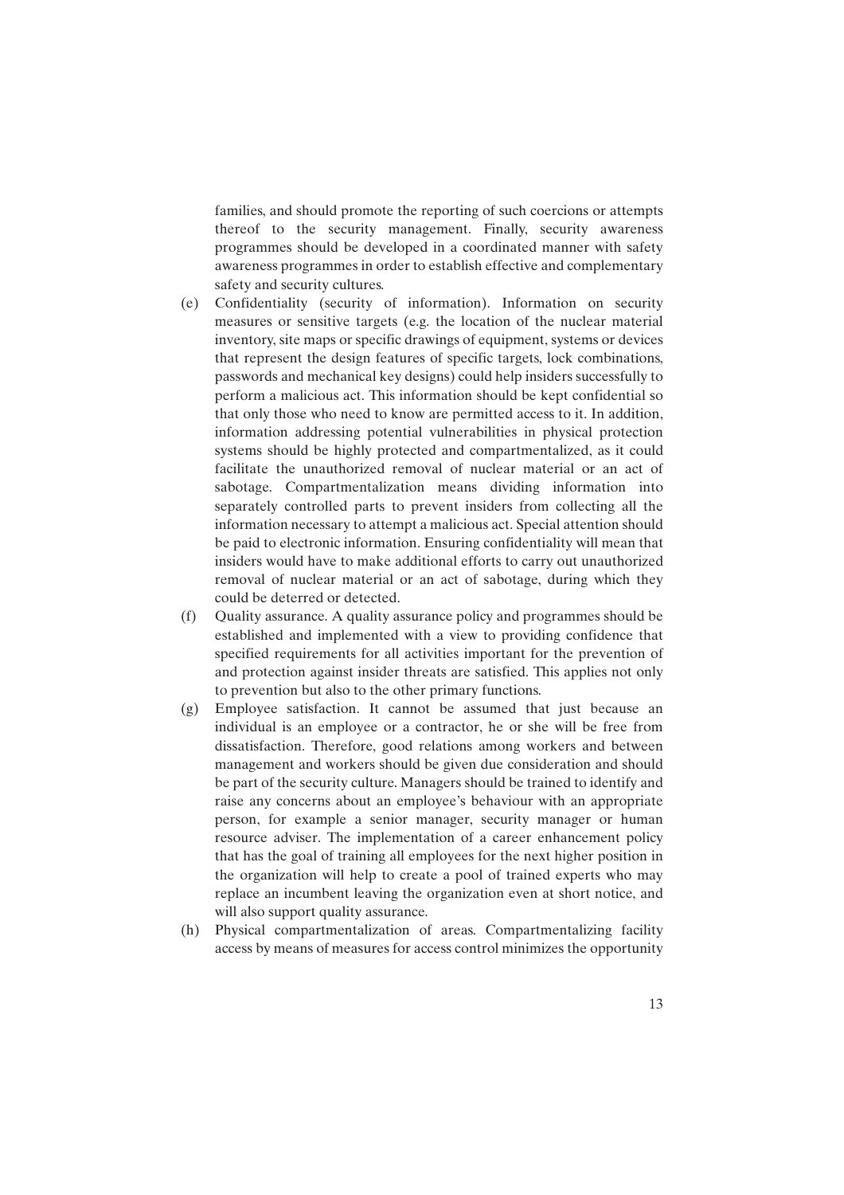families, and should promote the reporting of such coercions or attempts thereof to the security management. Finally, security awareness programmes should be developed in a coordinated manner with safety awareness programmes in order to establish effective and complementary safety and security cultures.

(e) Confidentiality (security of information). Information on security measures or sensitive targets (e.g. the location of the nuclear material inventory, site maps or specific drawings of equipment, systems or devices that represent the design features of specific targets, lock combinations, passwords and mechanical key designs) could help insiders successfully to perform a malicious act. This information should be kept confidential so that only those who need to know are permitted access to it. In addition, information addressing potential vulnerabilities in physical protection systems should be highly protected and compartmentalized, as it could facilitate the unauthorized removal of nuclear material or an act of sabotage. Compartmentalization means dividing information into separately controlled parts to prevent insiders from collecting all the information necessary to attempt a malicious act. Special attention should be paid to electronic information. Ensuring confidentiality will mean that insiders would have to make additional efforts to carry out unauthorized removal of nuclear material or an act of sabotage, during which they could be deterred or detected.

(f) Quality assurance. A quality assurance policy and programmes should be established and implemented with a view to providing confidence that specified requirements for all activities important for the prevention of and protection against insider threats are satisfied. This applies not only to prevention but also to the other primary functions.

(g) Employee satisfaction. It cannot be assumed that just because an individual is an employee or a contractor, he or she will be free from dissatisfaction. Therefore, good relations among workers and between management and workers should be given due consideration and should be part of the security culture. Managers should be trained to identify and raise any concerns about an employee's behaviour with an appropriate person, for example a senior manager, security manager or human resource adviser. The implementation of a career enhancement policy that has the goal of training all employees for the next higher position in the organization will help to create a pool of trained experts who may replace an incumbent leaving the organization even at short notice, and will also support quality assurance.

(h) Physical compartmentalization of areas. Compartmentalizing facility access by means of measures for access control minimizes the opportunity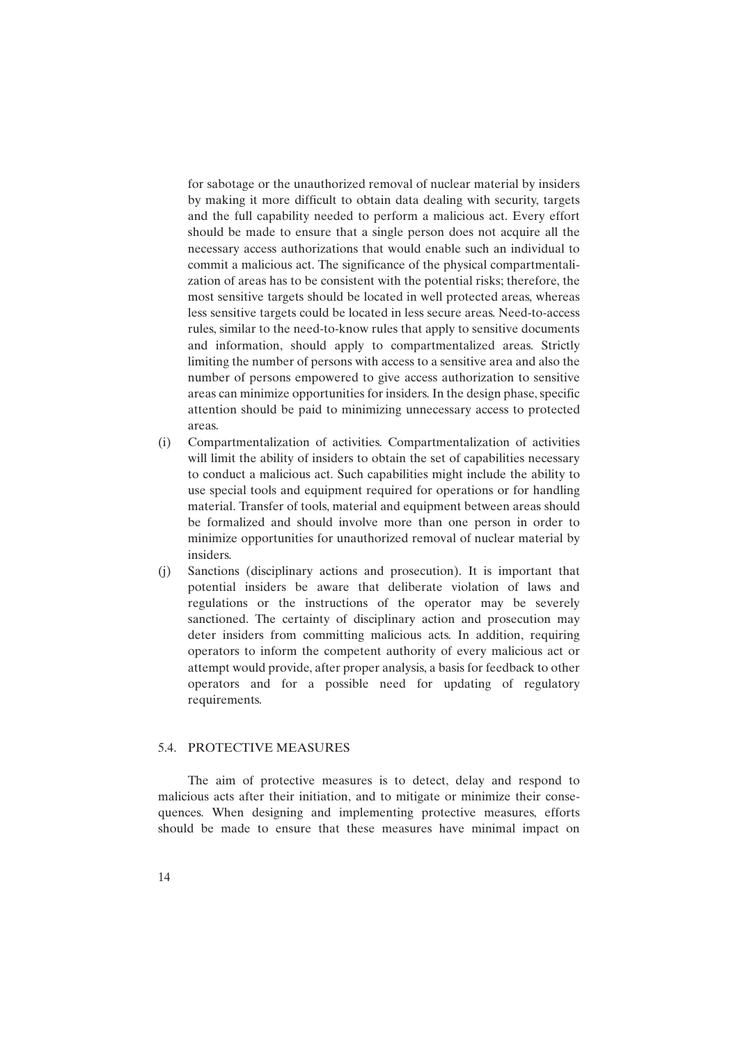for sabotage or the unauthorized removal of nuclear material by insiders by making it more difficult to obtain data dealing with security, targets and the full capability needed to perform a malicious act. Every effort should be made to ensure that a single person does not acquire all the necessary access authorizations that would enable such an individual to commit a malicious act. The significance of the physical compartmentalization of areas has to be consistent with the potential risks; therefore, the most sensitive targets should be located in well protected areas, whereas less sensitive targets could be located in less secure areas. Need-to-access rules, similar to the need-to-know rules that apply to sensitive documents and information, should apply to compartmentalized areas. Strictly limiting the number of persons with access to a sensitive area and also the number of persons empowered to give access authorization to sensitive areas can minimize opportunities for insiders. In the design phase, specific attention should be paid to minimizing unnecessary access to protected areas.

(i) Compartmentalization of activities. Compartmentalization of activities will limit the ability of insiders to obtain the set of capabilities necessary to conduct a malicious act. Such capabilities might include the ability to use special tools and equipment required for operations or for handling material. Transfer of tools, material and equipment between areas should be formalized and should involve more than one person in order to minimize opportunities for unauthorized removal of nuclear material by insiders.

(j) Sanctions (disciplinary actions and prosecution). It is important that potential insiders be aware that deliberate violation of laws and regulations or the instructions of the operator may be severely sanctioned. The certainty of disciplinary action and prosecution may deter insiders from committing malicious acts. In addition, requiring operators to inform the competent authority of every malicious act or attempt would provide, after proper analysis, a basis for feedback to other operators and for a possible need for updating of regulatory requirements.

### 5.4. PROTECTIVE MEASURES

The aim of protective measures is to detect, delay and respond to malicious acts after their initiation, and to mitigate or minimize their consequences. When designing and implementing protective measures, efforts should be made to ensure that these measures have minimal impact on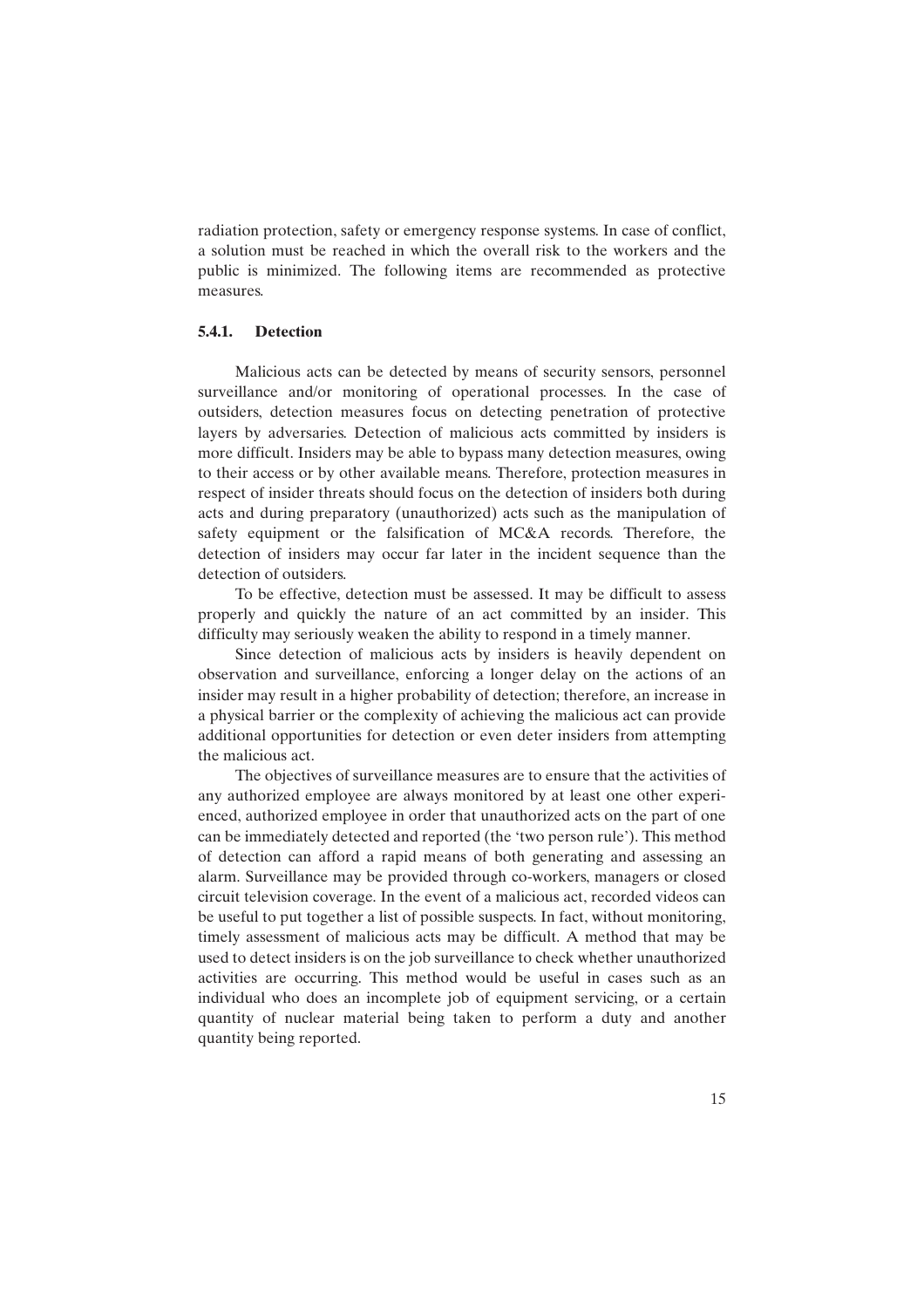radiation protection, safety or emergency response systems. In case of conflict, a solution must be reached in which the overall risk to the workers and the public is minimized. The following items are recommended as protective measures.

#### 5.4.1. Detection

Malicious acts can be detected by means of security sensors, personnel surveillance and/or monitoring of operational processes. In the case of outsiders, detection measures focus on detecting penetration of protective layers by adversaries. Detection of malicious acts committed by insiders is more difficult. Insiders may be able to bypass many detection measures, owing to their access or by other available means. Therefore, protection measures in respect of insider threats should focus on the detection of insiders both during acts and during preparatory (unauthorized) acts such as the manipulation of safety equipment or the falsification of MC&A records. Therefore, the detection of insiders may occur far later in the incident sequence than the detection of outsiders.

To be effective, detection must be assessed. It may be difficult to assess properly and quickly the nature of an act committed by an insider. This difficulty may seriously weaken the ability to respond in a timely manner.

Since detection of malicious acts by insiders is heavily dependent on observation and surveillance, enforcing a longer delay on the actions of an insider may result in a higher probability of detection; therefore, an increase in a physical barrier or the complexity of achieving the malicious act can provide additional opportunities for detection or even deter insiders from attempting the malicious act.

The objectives of surveillance measures are to ensure that the activities of any authorized employee are always monitored by at least one other experienced, authorized employee in order that unauthorized acts on the part of one can be immediately detected and reported (the 'two person rule'). This method of detection can afford a rapid means of both generating and assessing an alarm. Surveillance may be provided through co-workers, managers or closed circuit television coverage. In the event of a malicious act, recorded videos can be useful to put together a list of possible suspects. In fact, without monitoring, timely assessment of malicious acts may be difficult. A method that may be used to detect insiders is on the job surveillance to check whether unauthorized activities are occurring. This method would be useful in cases such as an individual who does an incomplete job of equipment servicing, or a certain quantity of nuclear material being taken to perform a duty and another quantity being reported.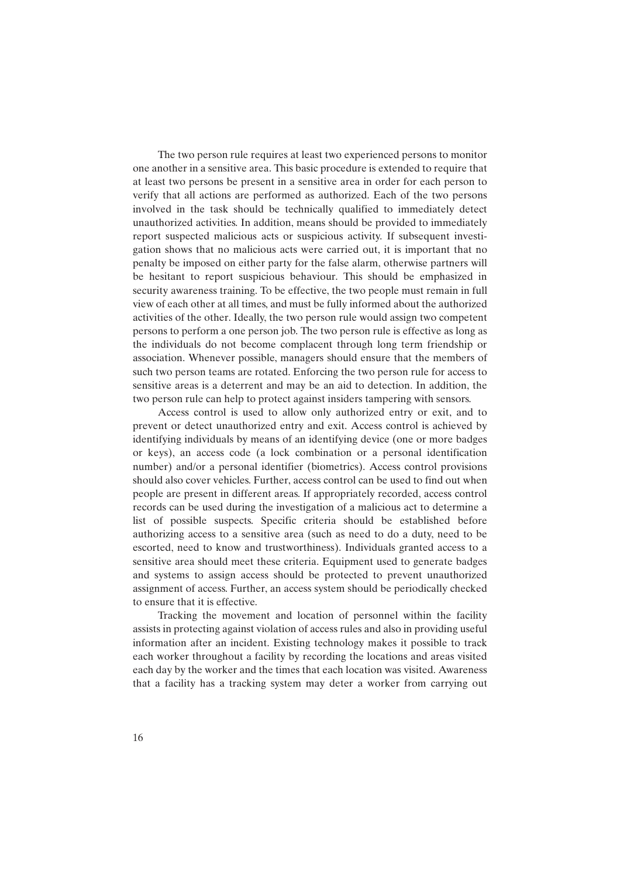The two person rule requires at least two experienced persons to monitor one another in a sensitive area. This basic procedure is extended to require that at least two persons be present in a sensitive area in order for each person to verify that all actions are performed as authorized. Each of the two persons involved in the task should be technically qualified to immediately detect unauthorized activities. In addition, means should be provided to immediately report suspected malicious acts or suspicious activity. If subsequent investigation shows that no malicious acts were carried out, it is important that no penalty be imposed on either party for the false alarm, otherwise partners will be hesitant to report suspicious behaviour. This should be emphasized in security awareness training. To be effective, the two people must remain in full view of each other at all times, and must be fully informed about the authorized activities of the other. Ideally, the two person rule would assign two competent persons to perform a one person job. The two person rule is effective as long as the individuals do not become complacent through long term friendship or association. Whenever possible, managers should ensure that the members of such two person teams are rotated. Enforcing the two person rule for access to sensitive areas is a deterrent and may be an aid to detection. In addition, the two person rule can help to protect against insiders tampering with sensors.

Access control is used to allow only authorized entry or exit, and to prevent or detect unauthorized entry and exit. Access control is achieved by identifying individuals by means of an identifying device (one or more badges or keys), an access code (a lock combination or a personal identification number) and/or a personal identifier (biometrics). Access control provisions should also cover vehicles. Further, access control can be used to find out when people are present in different areas. If appropriately recorded, access control records can be used during the investigation of a malicious act to determine a list of possible suspects. Specific criteria should be established before authorizing access to a sensitive area (such as need to do a duty, need to be escorted, need to know and trustworthiness). Individuals granted access to a sensitive area should meet these criteria. Equipment used to generate badges and systems to assign access should be protected to prevent unauthorized assignment of access. Further, an access system should be periodically checked to ensure that it is effective.

Tracking the movement and location of personnel within the facility assists in protecting against violation of access rules and also in providing useful information after an incident. Existing technology makes it possible to track each worker throughout a facility by recording the locations and areas visited each day by the worker and the times that each location was visited. Awareness that a facility has a tracking system may deter a worker from carrying out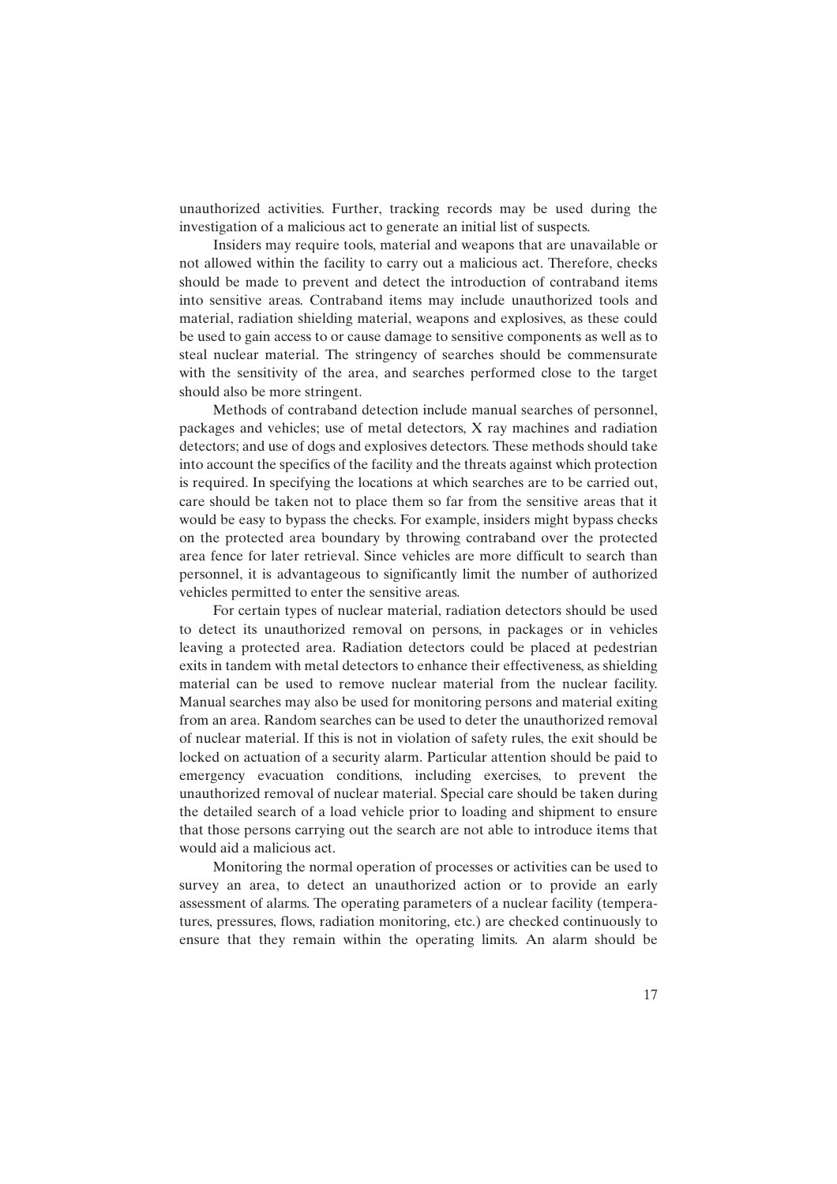unauthorized activities. Further, tracking records may be used during the investigation of a malicious act to generate an initial list of suspects.

Insiders may require tools, material and weapons that are unavailable or not allowed within the facility to carry out a malicious act. Therefore, checks should be made to prevent and detect the introduction of contraband items into sensitive areas. Contraband items may include unauthorized tools and material, radiation shielding material, weapons and explosives, as these could be used to gain access to or cause damage to sensitive components as well as to steal nuclear material. The stringency of searches should be commensurate with the sensitivity of the area, and searches performed close to the target should also be more stringent.

Methods of contraband detection include manual searches of personnel, packages and vehicles; use of metal detectors, X ray machines and radiation detectors; and use of dogs and explosives detectors. These methods should take into account the specifics of the facility and the threats against which protection is required. In specifying the locations at which searches are to be carried out, care should be taken not to place them so far from the sensitive areas that it would be easy to bypass the checks. For example, insiders might bypass checks on the protected area boundary by throwing contraband over the protected area fence for later retrieval. Since vehicles are more difficult to search than personnel, it is advantageous to significantly limit the number of authorized vehicles permitted to enter the sensitive areas.

For certain types of nuclear material, radiation detectors should be used to detect its unauthorized removal on persons, in packages or in vehicles leaving a protected area. Radiation detectors could be placed at pedestrian exits in tandem with metal detectors to enhance their effectiveness, as shielding material can be used to remove nuclear material from the nuclear facility. Manual searches may also be used for monitoring persons and material exiting from an area. Random searches can be used to deter the unauthorized removal of nuclear material. If this is not in violation of safety rules, the exit should be locked on actuation of a security alarm. Particular attention should be paid to emergency evacuation conditions, including exercises, to prevent the unauthorized removal of nuclear material. Special care should be taken during the detailed search of a load vehicle prior to loading and shipment to ensure that those persons carrying out the search are not able to introduce items that would aid a malicious act.

Monitoring the normal operation of processes or activities can be used to survey an area, to detect an unauthorized action or to provide an early assessment of alarms. The operating parameters of a nuclear facility (temperatures, pressures, flows, radiation monitoring, etc.) are checked continuously to ensure that they remain within the operating limits. An alarm should be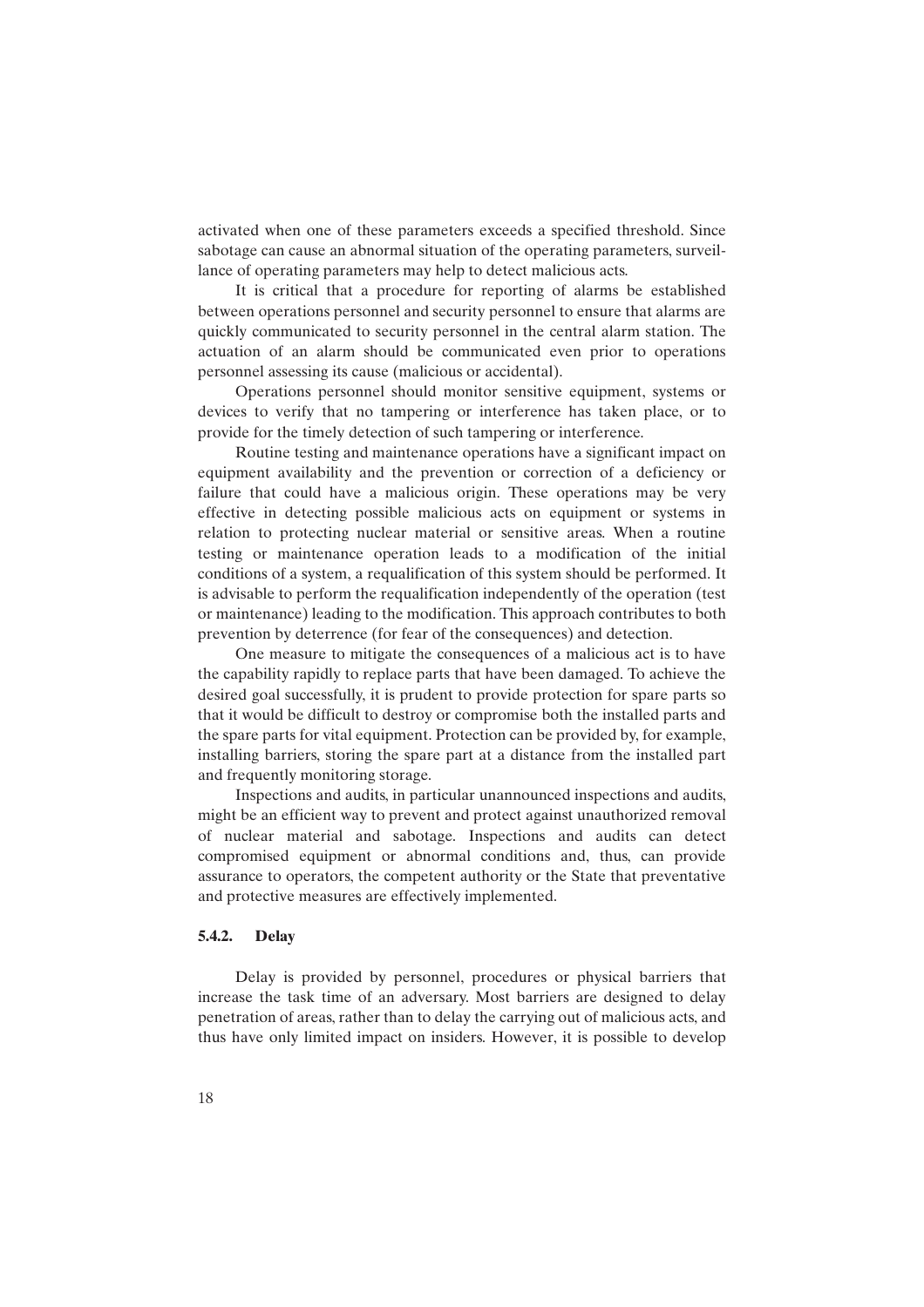activated when one of these parameters exceeds a specified threshold. Since sabotage can cause an abnormal situation of the operating parameters, surveillance of operating parameters may help to detect malicious acts.

It is critical that a procedure for reporting of alarms be established between operations personnel and security personnel to ensure that alarms are quickly communicated to security personnel in the central alarm station. The actuation of an alarm should be communicated even prior to operations personnel assessing its cause (malicious or accidental).

Operations personnel should monitor sensitive equipment, systems or devices to verify that no tampering or interference has taken place, or to provide for the timely detection of such tampering or interference.

Routine testing and maintenance operations have a significant impact on equipment availability and the prevention or correction of a deficiency or failure that could have a malicious origin. These operations may be very effective in detecting possible malicious acts on equipment or systems in relation to protecting nuclear material or sensitive areas. When a routine testing or maintenance operation leads to a modification of the initial conditions of a system, a requalification of this system should be performed. It is advisable to perform the requalification independently of the operation (test or maintenance) leading to the modification. This approach contributes to both prevention by deterrence (for fear of the consequences) and detection.

One measure to mitigate the consequences of a malicious act is to have the capability rapidly to replace parts that have been damaged. To achieve the desired goal successfully, it is prudent to provide protection for spare parts so that it would be difficult to destroy or compromise both the installed parts and the spare parts for vital equipment. Protection can be provided by, for example, installing barriers, storing the spare part at a distance from the installed part and frequently monitoring storage.

Inspections and audits, in particular unannounced inspections and audits, might be an efficient way to prevent and protect against unauthorized removal of nuclear material and sabotage. Inspections and audits can detect compromised equipment or abnormal conditions and, thus, can provide assurance to operators, the competent authority or the State that preventative and protective measures are effectively implemented.

#### 5.4.2. Delay

Delay is provided by personnel, procedures or physical barriers that increase the task time of an adversary. Most barriers are designed to delay penetration of areas, rather than to delay the carrying out of malicious acts, and thus have only limited impact on insiders. However, it is possible to develop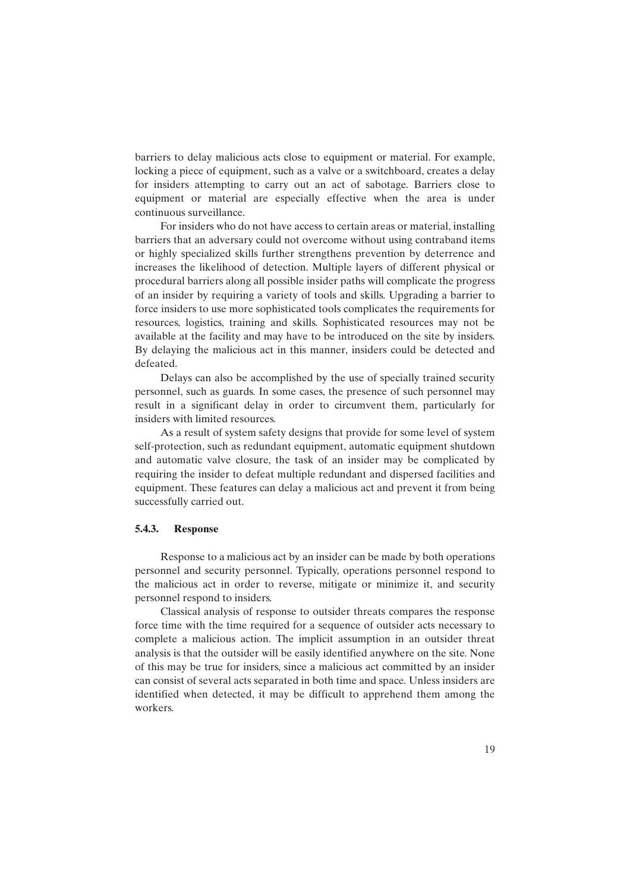barriers to delay malicious acts close to equipment or material. For example, locking a piece of equipment, such as a valve or a switchboard, creates a delay for insiders attempting to carry out an act of sabotage. Barriers close to equipment or material are especially effective when the area is under continuous surveillance.

For insiders who do not have access to certain areas or material, installing barriers that an adversary could not overcome without using contraband items or highly specialized skills further strengthens prevention by deterrence and increases the likelihood of detection. Multiple layers of different physical or procedural barriers along all possible insider paths will complicate the progress of an insider by requiring a variety of tools and skills. Upgrading a barrier to force insiders to use more sophisticated tools complicates the requirements for resources, logistics, training and skills. Sophisticated resources may not be available at the facility and may have to be introduced on the site by insiders. By delaying the malicious act in this manner, insiders could be detected and defeated.

Delays can also be accomplished by the use of specially trained security personnel, such as guards. In some cases, the presence of such personnel may result in a significant delay in order to circumvent them, particularly for insiders with limited resources.

As a result of system safety designs that provide for some level of system self-protection, such as redundant equipment, automatic equipment shutdown and automatic valve closure, the task of an insider may be complicated by requiring the insider to defeat multiple redundant and dispersed facilities and equipment. These features can delay a malicious act and prevent it from being successfully carried out.

### 5.4.3. Response

Response to a malicious act by an insider can be made by both operations personnel and security personnel. Typically, operations personnel respond to the malicious act in order to reverse, mitigate or minimize it, and security personnel respond to insiders.

Classical analysis of response to outsider threats compares the response force time with the time required for a sequence of outsider acts necessary to complete a malicious action. The implicit assumption in an outsider threat analysis is that the outsider will be easily identified anywhere on the site. None of this may be true for insiders, since a malicious act committed by an insider can consist of several acts separated in both time and space. Unless insiders are identified when detected, it may be difficult to apprehend them among the workers.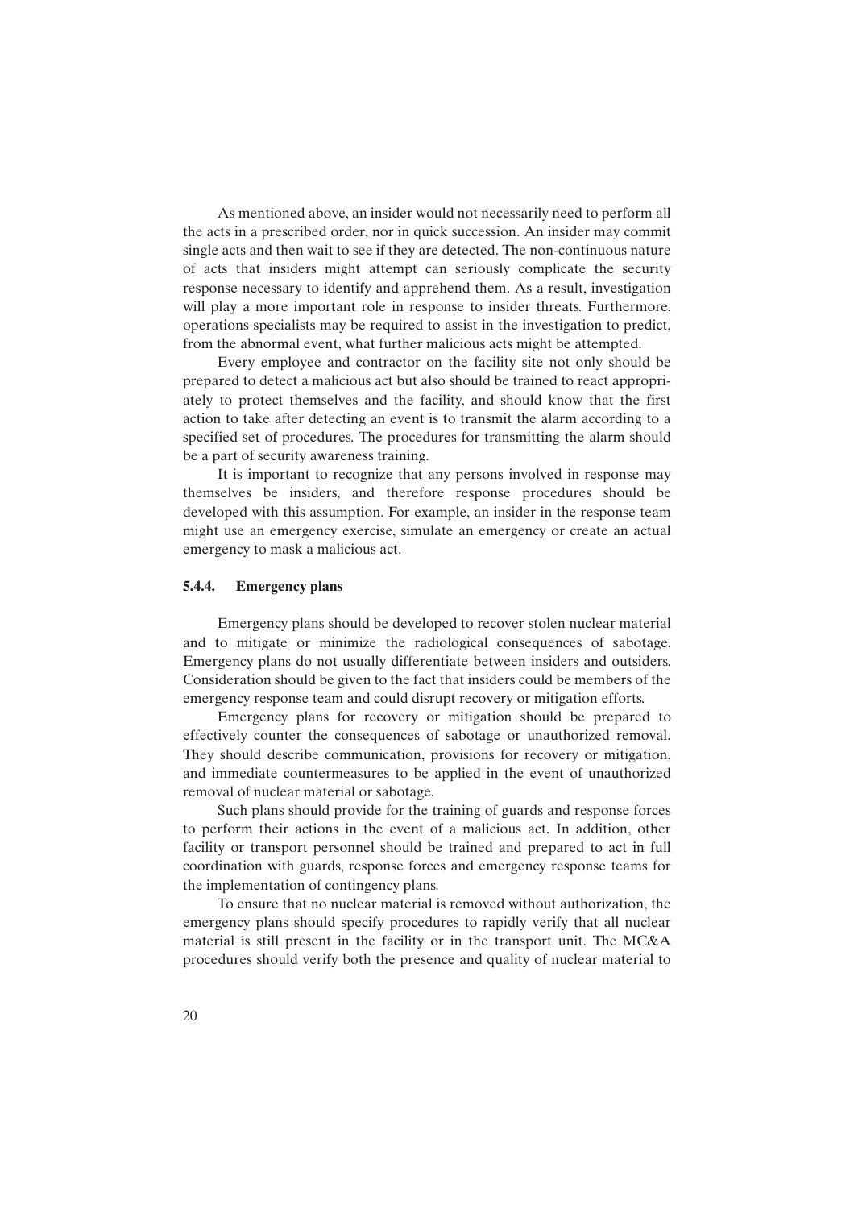As mentioned above, an insider would not necessarily need to perform all the acts in a prescribed order, nor in quick succession. An insider may commit single acts and then wait to see if they are detected. The non-continuous nature of acts that insiders might attempt can seriously complicate the security response necessary to identify and apprehend them. As a result, investigation will play a more important role in response to insider threats. Furthermore, operations specialists may be required to assist in the investigation to predict, from the abnormal event, what further malicious acts might be attempted.

Every employee and contractor on the facility site not only should be prepared to detect a malicious act but also should be trained to react appropriately to protect themselves and the facility, and should know that the first action to take after detecting an event is to transmit the alarm according to a specified set of procedures. The procedures for transmitting the alarm should be a part of security awareness training.

It is important to recognize that any persons involved in response may themselves be insiders, and therefore response procedures should be developed with this assumption. For example, an insider in the response team might use an emergency exercise, simulate an emergency or create an actual emergency to mask a malicious act.

#### 5.4.4. Emergency plans

Emergency plans should be developed to recover stolen nuclear material and to mitigate or minimize the radiological consequences of sabotage. Emergency plans do not usually differentiate between insiders and outsiders. Consideration should be given to the fact that insiders could be members of the emergency response team and could disrupt recovery or mitigation efforts.

Emergency plans for recovery or mitigation should be prepared to effectively counter the consequences of sabotage or unauthorized removal. They should describe communication, provisions for recovery or mitigation, and immediate countermeasures to be applied in the event of unauthorized removal of nuclear material or sabotage.

Such plans should provide for the training of guards and response forces to perform their actions in the event of a malicious act. In addition, other facility or transport personnel should be trained and prepared to act in full coordination with guards, response forces and emergency response teams for the implementation of contingency plans.

To ensure that no nuclear material is removed without authorization, the emergency plans should specify procedures to rapidly verify that all nuclear material is still present in the facility or in the transport unit. The MC&A procedures should verify both the presence and quality of nuclear material to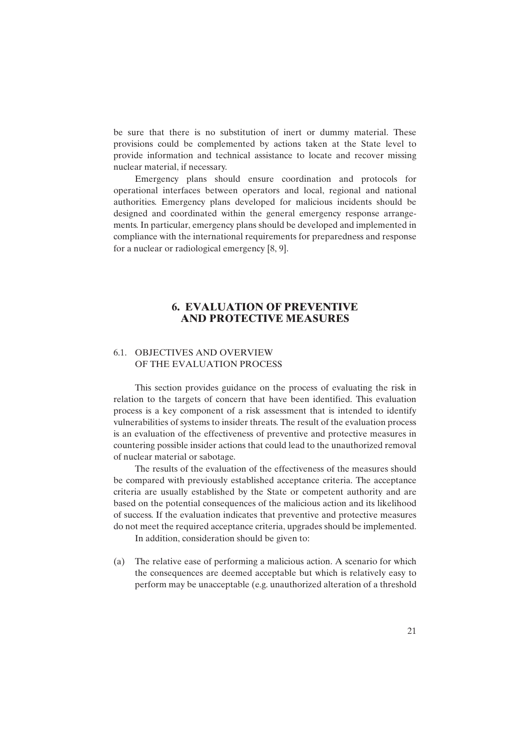be sure that there is no substitution of inert or dummy material. These provisions could be complemented by actions taken at the State level to provide information and technical assistance to locate and recover missing nuclear material, if necessary.

Emergency plans should ensure coordination and protocols for operational interfaces between operators and local, regional and national authorities. Emergency plans developed for malicious incidents should be designed and coordinated within the general emergency response arrangements. In particular, emergency plans should be developed and implemented in compliance with the international requirements for preparedness and response for a nuclear or radiological emergency [8, 9].

# 6. EVALUATION OF PREVENTIVE AND PROTECTIVE MEASURES

## 6.1. OBJECTIVES AND OVERVIEW OF THE EVALUATION PROCESS

This section provides guidance on the process of evaluating the risk in relation to the targets of concern that have been identified. This evaluation process is a key component of a risk assessment that is intended to identify vulnerabilities of systems to insider threats. The result of the evaluation process is an evaluation of the effectiveness of preventive and protective measures in countering possible insider actions that could lead to the unauthorized removal of nuclear material or sabotage.

The results of the evaluation of the effectiveness of the measures should be compared with previously established acceptance criteria. The acceptance criteria are usually established by the State or competent authority and are based on the potential consequences of the malicious action and its likelihood of success. If the evaluation indicates that preventive and protective measures do not meet the required acceptance criteria, upgrades should be implemented.

In addition, consideration should be given to:

(a) The relative ease of performing a malicious action. A scenario for which the consequences are deemed acceptable but which is relatively easy to perform may be unacceptable (e.g. unauthorized alteration of a threshold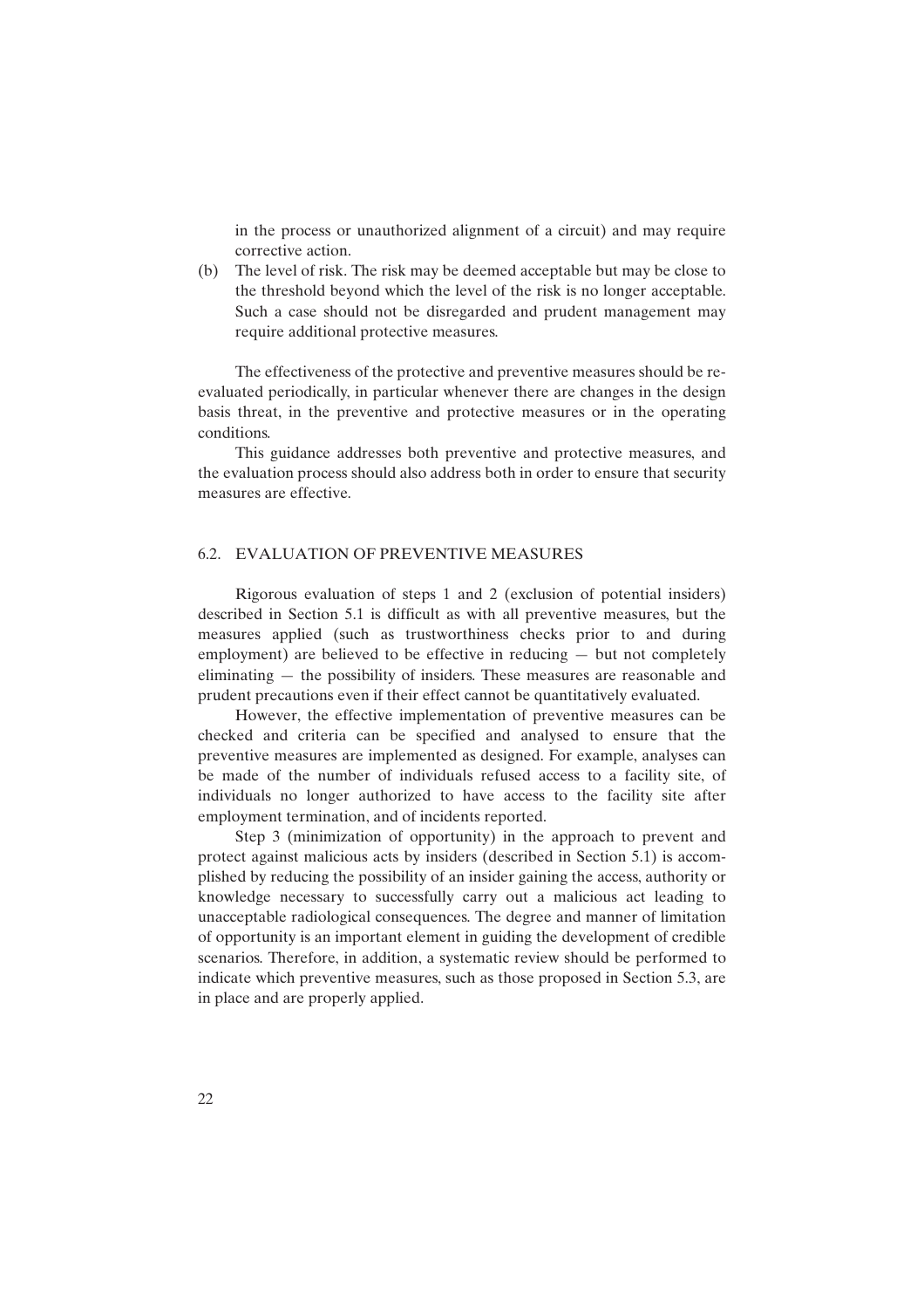in the process or unauthorized alignment of a circuit) and may require corrective action.

(b) The level of risk. The risk may be deemed acceptable but may be close to the threshold beyond which the level of the risk is no longer acceptable. Such a case should not be disregarded and prudent management may require additional protective measures.

The effectiveness of the protective and preventive measures should be re-evaluated periodically, in particular whenever there are changes in the design basis threat, in the preventive and protective measures or in the operating conditions.

This guidance addresses both preventive and protective measures, and the evaluation process should also address both in order to ensure that security measures are effective.

## 6.2. EVALUATION OF PREVENTIVE MEASURES

Rigorous evaluation of steps 1 and 2 (exclusion of potential insiders) described in Section 5.1 is difficult as with all preventive measures, but the measures applied (such as trustworthiness checks prior to and during employment) are believed to be effective in reducing — but not completely eliminating — the possibility of insiders. These measures are reasonable and prudent precautions even if their effect cannot be quantitatively evaluated.

However, the effective implementation of preventive measures can be checked and criteria can be specified and analysed to ensure that the preventive measures are implemented as designed. For example, analyses can be made of the number of individuals refused access to a facility site, of individuals no longer authorized to have access to the facility site after employment termination, and of incidents reported.

Step 3 (minimization of opportunity) in the approach to prevent and protect against malicious acts by insiders (described in Section 5.1) is accomplished by reducing the possibility of an insider gaining the access, authority or knowledge necessary to successfully carry out a malicious act leading to unacceptable radiological consequences. The degree and manner of limitation of opportunity is an important element in guiding the development of credible scenarios. Therefore, in addition, a systematic review should be performed to indicate which preventive measures, such as those proposed in Section 5.3, are in place and are properly applied.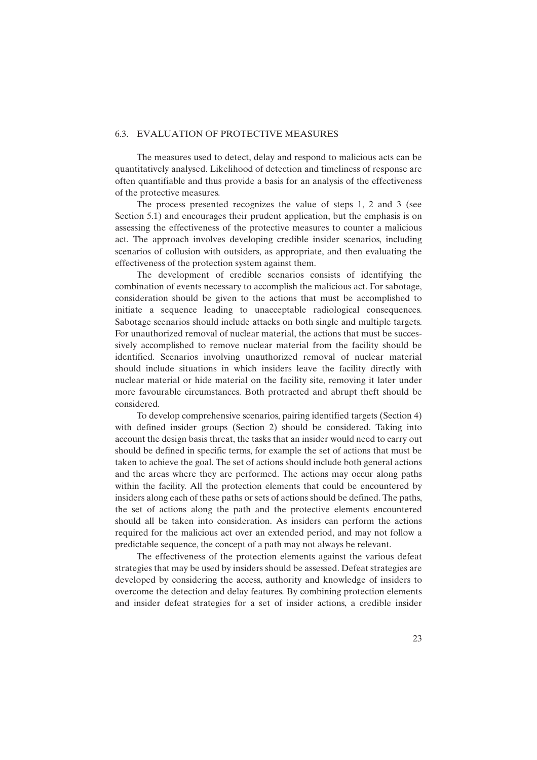### 6.3. EVALUATION OF PROTECTIVE MEASURES

The measures used to detect, delay and respond to malicious acts can be quantitatively analysed. Likelihood of detection and timeliness of response are often quantifiable and thus provide a basis for an analysis of the effectiveness of the protective measures.

The process presented recognizes the value of steps 1, 2 and 3 (see Section 5.1) and encourages their prudent application, but the emphasis is on assessing the effectiveness of the protective measures to counter a malicious act. The approach involves developing credible insider scenarios, including scenarios of collusion with outsiders, as appropriate, and then evaluating the effectiveness of the protection system against them.

The development of credible scenarios consists of identifying the combination of events necessary to accomplish the malicious act. For sabotage, consideration should be given to the actions that must be accomplished to initiate a sequence leading to unacceptable radiological consequences. Sabotage scenarios should include attacks on both single and multiple targets. For unauthorized removal of nuclear material, the actions that must be successively accomplished to remove nuclear material from the facility should be identified. Scenarios involving unauthorized removal of nuclear material should include situations in which insiders leave the facility directly with nuclear material or hide material on the facility site, removing it later under more favourable circumstances. Both protracted and abrupt theft should be considered.

To develop comprehensive scenarios, pairing identified targets (Section 4) with defined insider groups (Section 2) should be considered. Taking into account the design basis threat, the tasks that an insider would need to carry out should be defined in specific terms, for example the set of actions that must be taken to achieve the goal. The set of actions should include both general actions and the areas where they are performed. The actions may occur along paths within the facility. All the protection elements that could be encountered by insiders along each of these paths or sets of actions should be defined. The paths, the set of actions along the path and the protective elements encountered should all be taken into consideration. As insiders can perform the actions required for the malicious act over an extended period, and may not follow a predictable sequence, the concept of a path may not always be relevant.

The effectiveness of the protection elements against the various defeat strategies that may be used by insiders should be assessed. Defeat strategies are developed by considering the access, authority and knowledge of insiders to overcome the detection and delay features. By combining protection elements and insider defeat strategies for a set of insider actions, a credible insider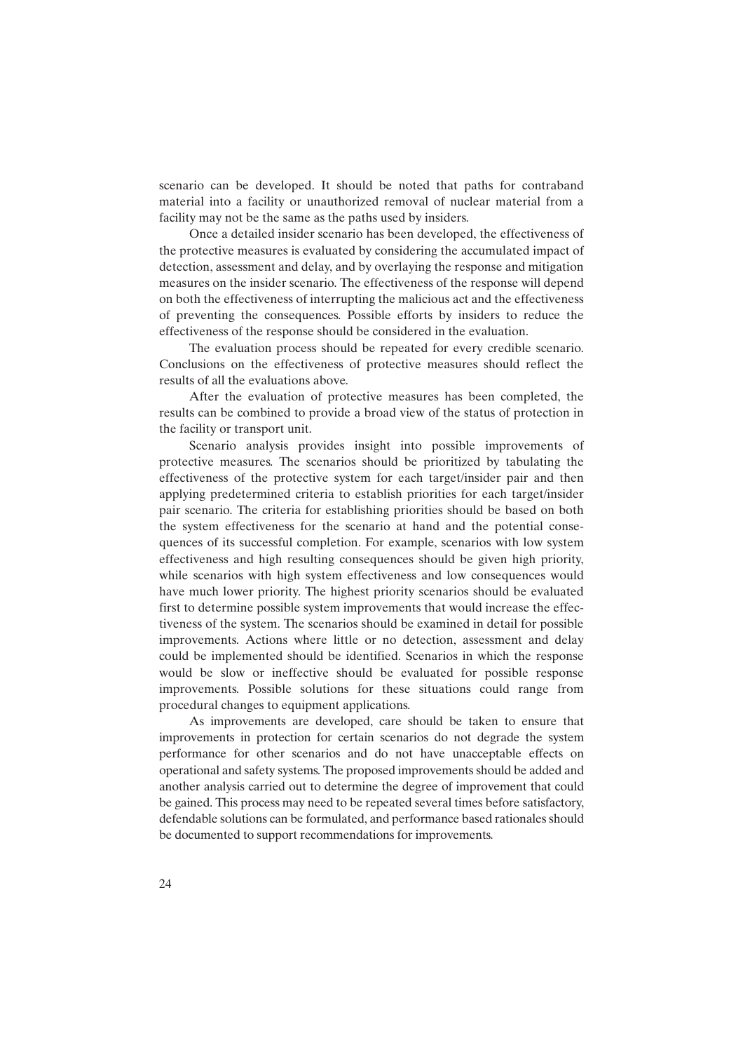scenario can be developed. It should be noted that paths for contraband material into a facility or unauthorized removal of nuclear material from a facility may not be the same as the paths used by insiders.

Once a detailed insider scenario has been developed, the effectiveness of the protective measures is evaluated by considering the accumulated impact of detection, assessment and delay, and by overlaying the response and mitigation measures on the insider scenario. The effectiveness of the response will depend on both the effectiveness of interrupting the malicious act and the effectiveness of preventing the consequences. Possible efforts by insiders to reduce the effectiveness of the response should be considered in the evaluation.

The evaluation process should be repeated for every credible scenario. Conclusions on the effectiveness of protective measures should reflect the results of all the evaluations above.

After the evaluation of protective measures has been completed, the results can be combined to provide a broad view of the status of protection in the facility or transport unit.

Scenario analysis provides insight into possible improvements of protective measures. The scenarios should be prioritized by tabulating the effectiveness of the protective system for each target/insider pair and then applying predetermined criteria to establish priorities for each target/insider pair scenario. The criteria for establishing priorities should be based on both the system effectiveness for the scenario at hand and the potential consequences of its successful completion. For example, scenarios with low system effectiveness and high resulting consequences should be given high priority, while scenarios with high system effectiveness and low consequences would have much lower priority. The highest priority scenarios should be evaluated first to determine possible system improvements that would increase the effectiveness of the system. The scenarios should be examined in detail for possible improvements. Actions where little or no detection, assessment and delay could be implemented should be identified. Scenarios in which the response would be slow or ineffective should be evaluated for possible response improvements. Possible solutions for these situations could range from procedural changes to equipment applications.

As improvements are developed, care should be taken to ensure that improvements in protection for certain scenarios do not degrade the system performance for other scenarios and do not have unacceptable effects on operational and safety systems. The proposed improvements should be added and another analysis carried out to determine the degree of improvement that could be gained. This process may need to be repeated several times before satisfactory, defendable solutions can be formulated, and performance based rationales should be documented to support recommendations for improvements.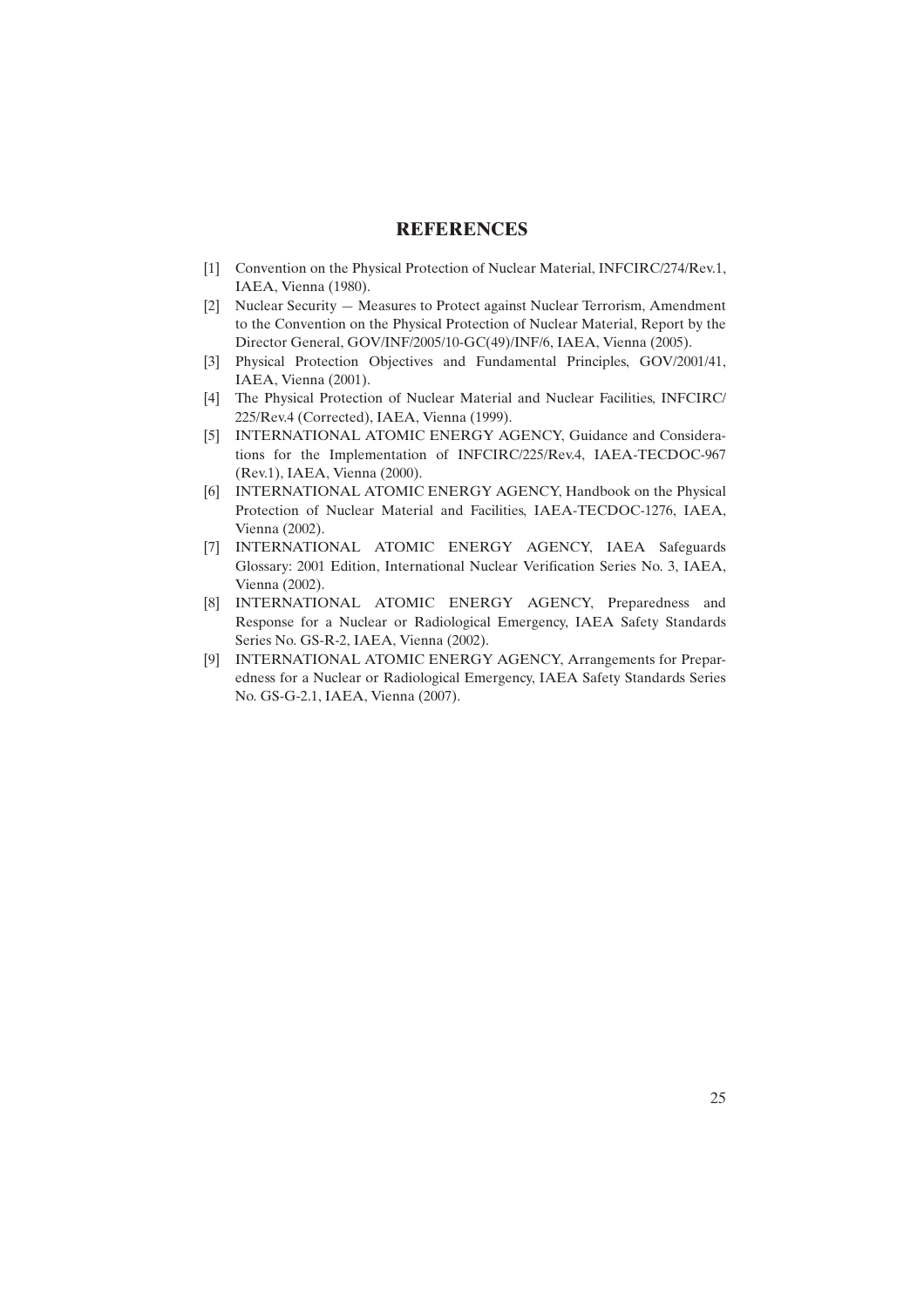# REFERENCES

[1] Convention on the Physical Protection of Nuclear Material, INFCIRC/274/Rev.1, IAEA, Vienna (1980).

[2] Nuclear Security — Measures to Protect against Nuclear Terrorism, Amendment to the Convention on the Physical Protection of Nuclear Material, Report by the Director General, GOV/INF/2005/10-GC(49)/INF/6, IAEA, Vienna (2005).

[3] Physical Protection Objectives and Fundamental Principles, GOV/2001/41, IAEA, Vienna (2001).

[4] The Physical Protection of Nuclear Material and Nuclear Facilities, INFCIRC/225/Rev.4 (Corrected), IAEA, Vienna (1999).

[5] INTERNATIONAL ATOMIC ENERGY AGENCY, Guidance and Considerations for the Implementation of INFCIRC/225/Rev.4, IAEA-TECDOC-967 (Rev.1), IAEA, Vienna (2000).

[6] INTERNATIONAL ATOMIC ENERGY AGENCY, Handbook on the Physical Protection of Nuclear Material and Facilities, IAEA-TECDOC-1276, IAEA, Vienna (2002).

[7] INTERNATIONAL ATOMIC ENERGY AGENCY, IAEA Safeguards Glossary: 2001 Edition, International Nuclear Verification Series No. 3, IAEA, Vienna (2002).

[8] INTERNATIONAL ATOMIC ENERGY AGENCY, Preparedness and Response for a Nuclear or Radiological Emergency, IAEA Safety Standards Series No. GS-R-2, IAEA, Vienna (2002).

[9] INTERNATIONAL ATOMIC ENERGY AGENCY, Arrangements for Preparedness for a Nuclear or Radiological Emergency, IAEA Safety Standards Series No. GS-G-2.1, IAEA, Vienna (2007).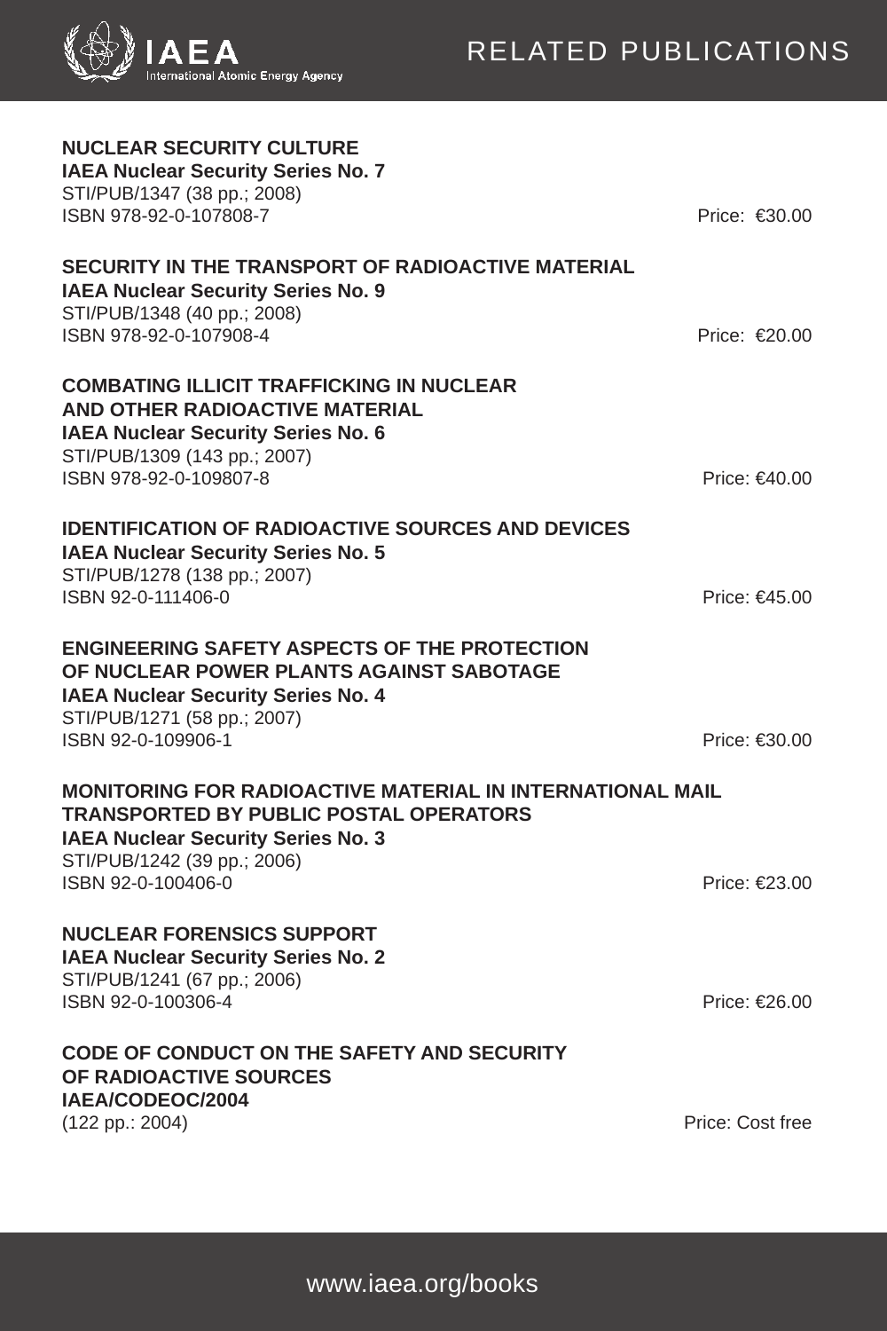# RELATED PUBLICATIONS

**NUCLEAR SECURITY CULTURE**
**IAEA Nuclear Security Series No. 7**
STI/PUB/1347 (38 pp.; 2008)
ISBN 978-92-0-107808-7 Price: €30.00

**SECURITY IN THE TRANSPORT OF RADIOACTIVE MATERIAL**
**IAEA Nuclear Security Series No. 9**
STI/PUB/1348 (40 pp.; 2008)
ISBN 978-92-0-107908-4 Price: €20.00

**COMBATING ILLICIT TRAFFICKING IN NUCLEAR AND OTHER RADIOACTIVE MATERIAL**
**IAEA Nuclear Security Series No. 6**
STI/PUB/1309 (143 pp.; 2007)
ISBN 978-92-0-109807-8 Price: €40.00

**IDENTIFICATION OF RADIOACTIVE SOURCES AND DEVICES**
**IAEA Nuclear Security Series No. 5**
STI/PUB/1278 (138 pp.; 2007)
ISBN 92-0-111406-0 Price: €45.00

**ENGINEERING SAFETY ASPECTS OF THE PROTECTION OF NUCLEAR POWER PLANTS AGAINST SABOTAGE**
**IAEA Nuclear Security Series No. 4**
STI/PUB/1271 (58 pp.; 2007)
ISBN 92-0-109906-1 Price: €30.00

**MONITORING FOR RADIOACTIVE MATERIAL IN INTERNATIONAL MAIL TRANSPORTED BY PUBLIC POSTAL OPERATORS**
**IAEA Nuclear Security Series No. 3**
STI/PUB/1242 (39 pp.; 2006)
ISBN 92-0-100406-0 Price: €23.00

**NUCLEAR FORENSICS SUPPORT**
**IAEA Nuclear Security Series No. 2**
STI/PUB/1241 (67 pp.; 2006)
ISBN 92-0-100306-4 Price: €26.00

**CODE OF CONDUCT ON THE SAFETY AND SECURITY OF RADIOACTIVE SOURCES**
**IAEA/CODEOC/2004**
(122 pp.: 2004) Price: Cost free

www.iaea.org/books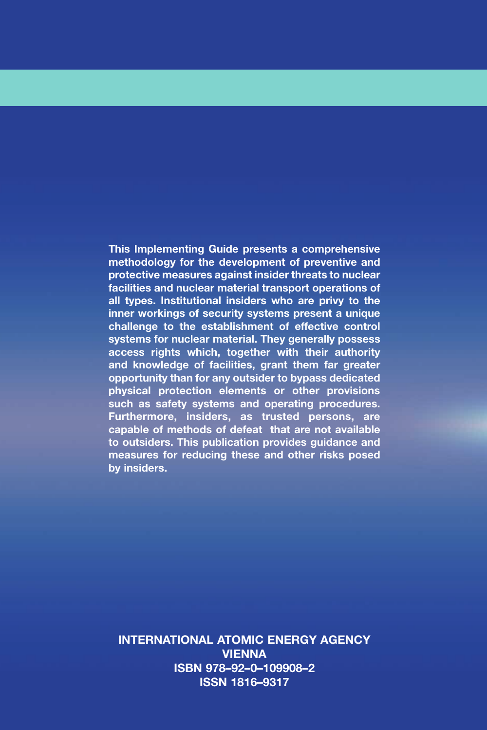**This Implementing Guide presents a comprehensive methodology for the development of preventive and protective measures against insider threats to nuclear facilities and nuclear material transport operations of all types. Institutional insiders who are privy to the inner workings of security systems present a unique challenge to the establishment of effective control systems for nuclear material. They generally possess access rights which, together with their authority and knowledge of facilities, grant them far greater opportunity than for any outsider to bypass dedicated physical protection elements or other provisions such as safety systems and operating procedures. Furthermore, insiders, as trusted persons, are capable of methods of defeat that are not available to outsiders. This publication provides guidance and measures for reducing these and other risks posed by insiders.**

**INTERNATIONAL ATOMIC ENERGY AGENCY**
**VIENNA**
**ISBN 978–92–0–109908–2**
**ISSN 1816–9317**